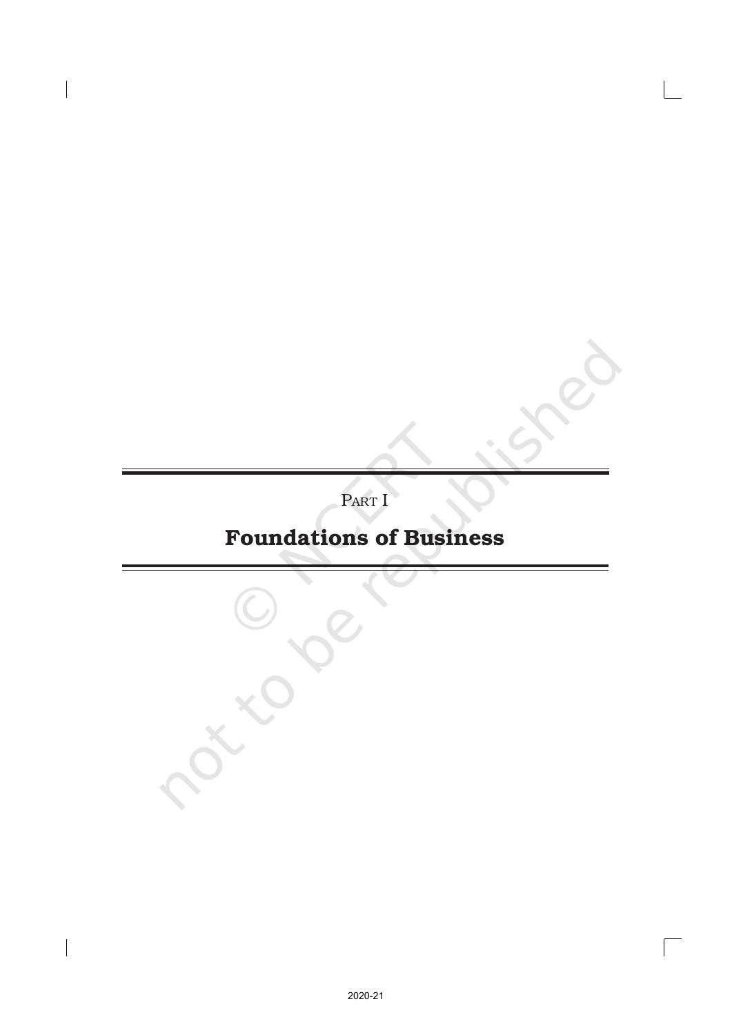PART I

# Foundations of Business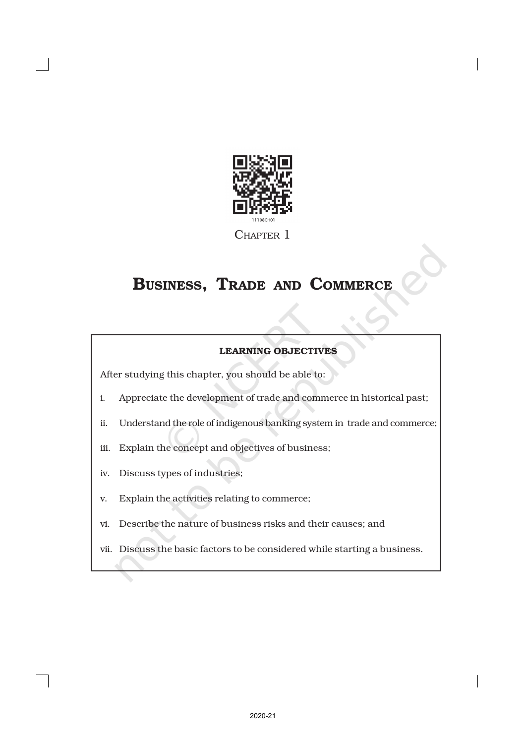Chapter 1

# Business, Trade and Commerce

**LEARNING OBJECTIVES**

After studying this chapter, you should be able to:

i. Appreciate the development of trade and commerce in historical past;

ii. Understand the role of indigenous banking system in trade and commerce;

iii. Explain the concept and objectives of business;

iv. Discuss types of industries;

v. Explain the activities relating to commerce;

vi. Describe the nature of business risks and their causes; and

vii. Discuss the basic factors to be considered while starting a business.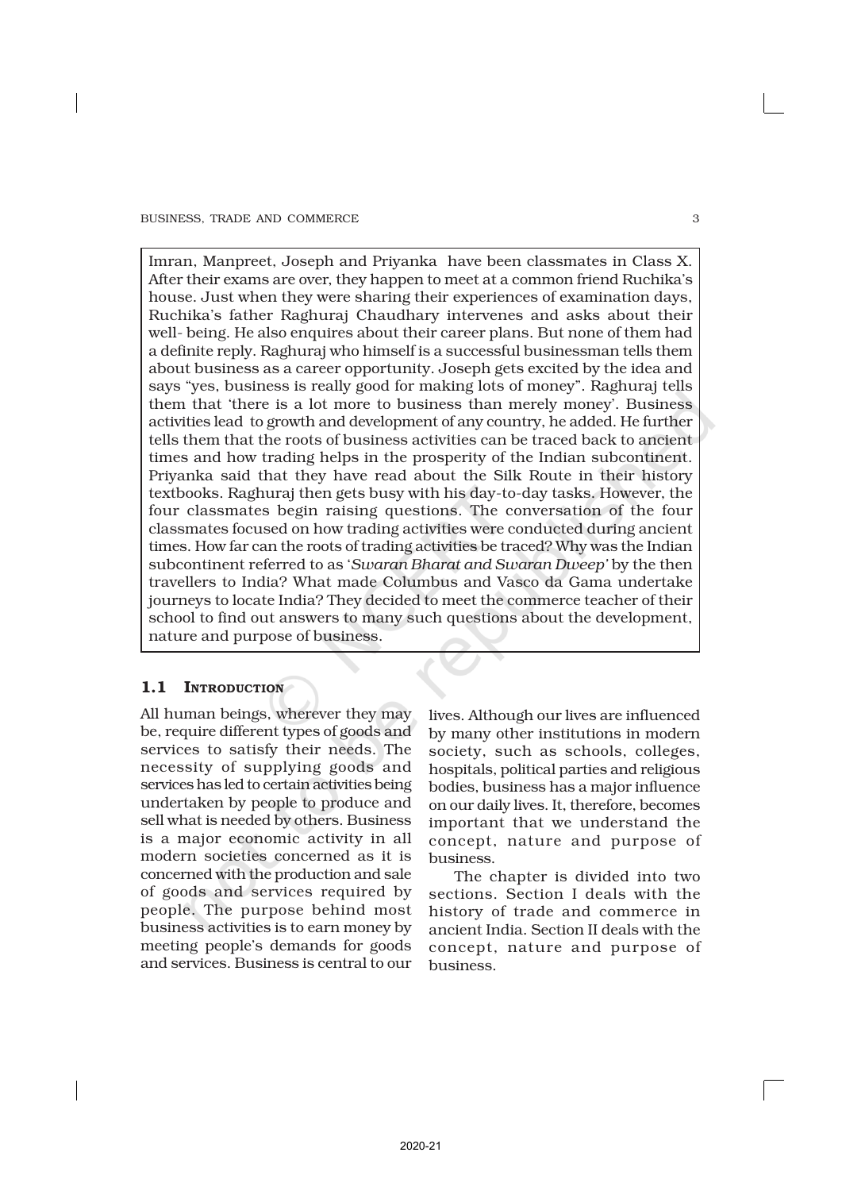Imran, Manpreet, Joseph and Priyanka have been classmates in Class X. After their exams are over, they happen to meet at a common friend Ruchika's house. Just when they were sharing their experiences of examination days, Ruchika's father Raghuraj Chaudhary intervenes and asks about their well- being. He also enquires about their career plans. But none of them had a definite reply. Raghuraj who himself is a successful businessman tells them about business as a career opportunity. Joseph gets excited by the idea and says "yes, business is really good for making lots of money". Raghuraj tells them that 'there is a lot more to business than merely money'. Business activities lead to growth and development of any country, he added. He further tells them that the roots of business activities can be traced back to ancient times and how trading helps in the prosperity of the Indian subcontinent. Priyanka said that they have read about the Silk Route in their history textbooks. Raghuraj then gets busy with his day-to-day tasks. However, the four classmates begin raising questions. The conversation of the four classmates focused on how trading activities were conducted during ancient times. How far can the roots of trading activities be traced? Why was the Indian subcontinent referred to as '*Swaran Bharat and Swaran Dweep*' by the then travellers to India? What made Columbus and Vasco da Gama undertake journeys to locate India? They decided to meet the commerce teacher of their school to find out answers to many such questions about the development, nature and purpose of business.

## 1.1 Introduction

All human beings, wherever they may be, require different types of goods and services to satisfy their needs. The necessity of supplying goods and services has led to certain activities being undertaken by people to produce and sell what is needed by others. Business is a major economic activity in all modern societies concerned as it is concerned with the production and sale of goods and services required by people. The purpose behind most business activities is to earn money by meeting people's demands for goods and services. Business is central to our lives. Although our lives are influenced by many other institutions in modern society, such as schools, colleges, hospitals, political parties and religious bodies, business has a major influence on our daily lives. It, therefore, becomes important that we understand the concept, nature and purpose of business.

The chapter is divided into two sections. Section I deals with the history of trade and commerce in ancient India. Section II deals with the concept, nature and purpose of business.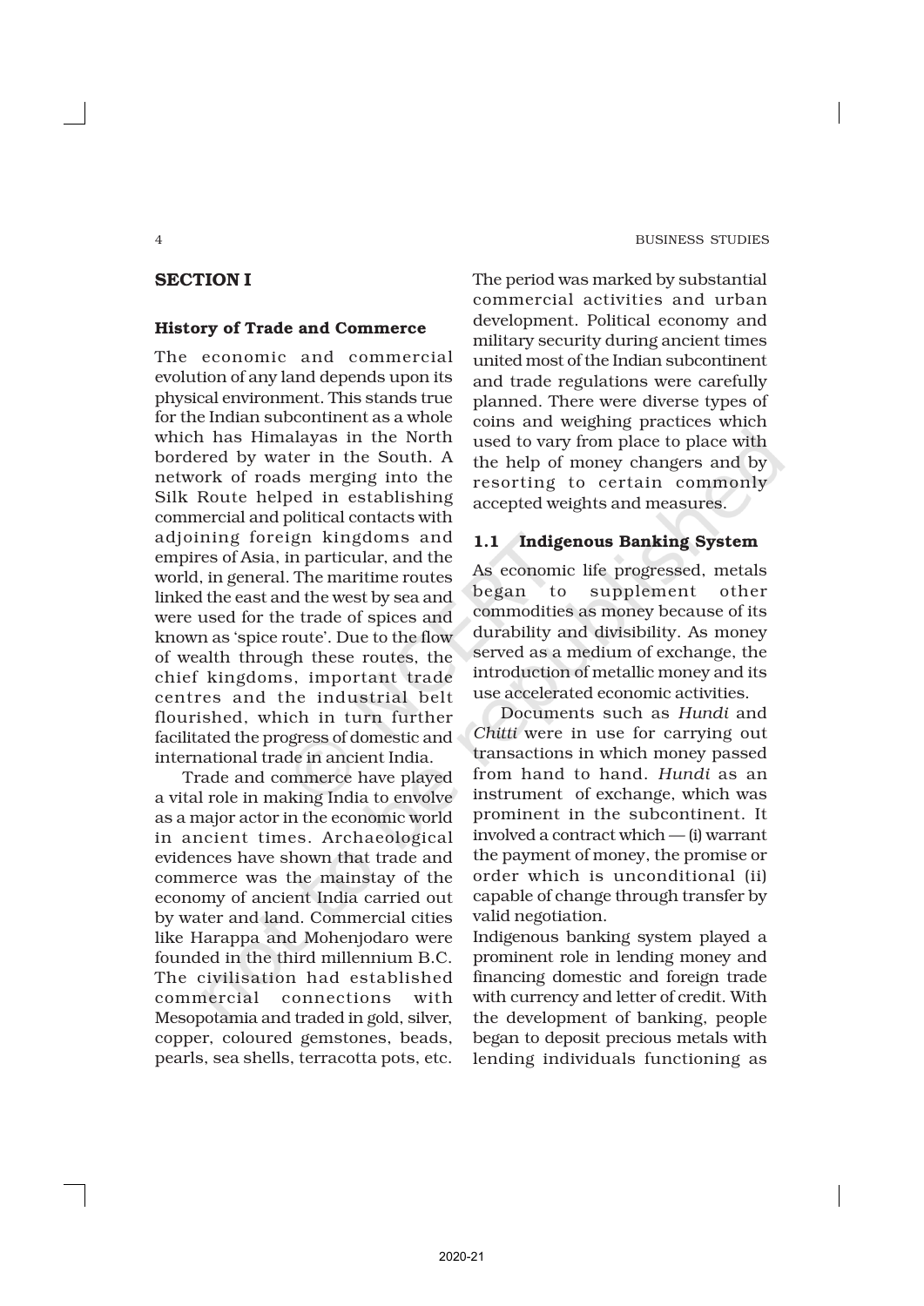## SECTION I

### History of Trade and Commerce

The economic and commercial evolution of any land depends upon its physical environment. This stands true for the Indian subcontinent as a whole which has Himalayas in the North bordered by water in the South. A network of roads merging into the Silk Route helped in establishing commercial and political contacts with adjoining foreign kingdoms and empires of Asia, in particular, and the world, in general. The maritime routes linked the east and the west by sea and were used for the trade of spices and known as 'spice route'. Due to the flow of wealth through these routes, the chief kingdoms, important trade centres and the industrial belt flourished, which in turn further facilitated the progress of domestic and international trade in ancient India.

Trade and commerce have played a vital role in making India to envolve as a major actor in the economic world in ancient times. Archaeological evidences have shown that trade and commerce was the mainstay of the economy of ancient India carried out by water and land. Commercial cities like Harappa and Mohenjodaro were founded in the third millennium B.C. The civilisation had established commercial connections with Mesopotamia and traded in gold, silver, copper, coloured gemstones, beads, pearls, sea shells, terracotta pots, etc. The period was marked by substantial commercial activities and urban development. Political economy and military security during ancient times united most of the Indian subcontinent and trade regulations were carefully planned. There were diverse types of coins and weighing practices which used to vary from place to place with the help of money changers and by resorting to certain commonly accepted weights and measures.

### 1.1 Indigenous Banking System

As economic life progressed, metals began to supplement other commodities as money because of its durability and divisibility. As money served as a medium of exchange, the introduction of metallic money and its use accelerated economic activities.

Documents such as *Hundi* and *Chitti* were in use for carrying out transactions in which money passed from hand to hand. *Hundi* as an instrument of exchange, which was prominent in the subcontinent. It involved a contract which — (i) warrant the payment of money, the promise or order which is unconditional (ii) capable of change through transfer by valid negotiation.

Indigenous banking system played a prominent role in lending money and financing domestic and foreign trade with currency and letter of credit. With the development of banking, people began to deposit precious metals with lending individuals functioning as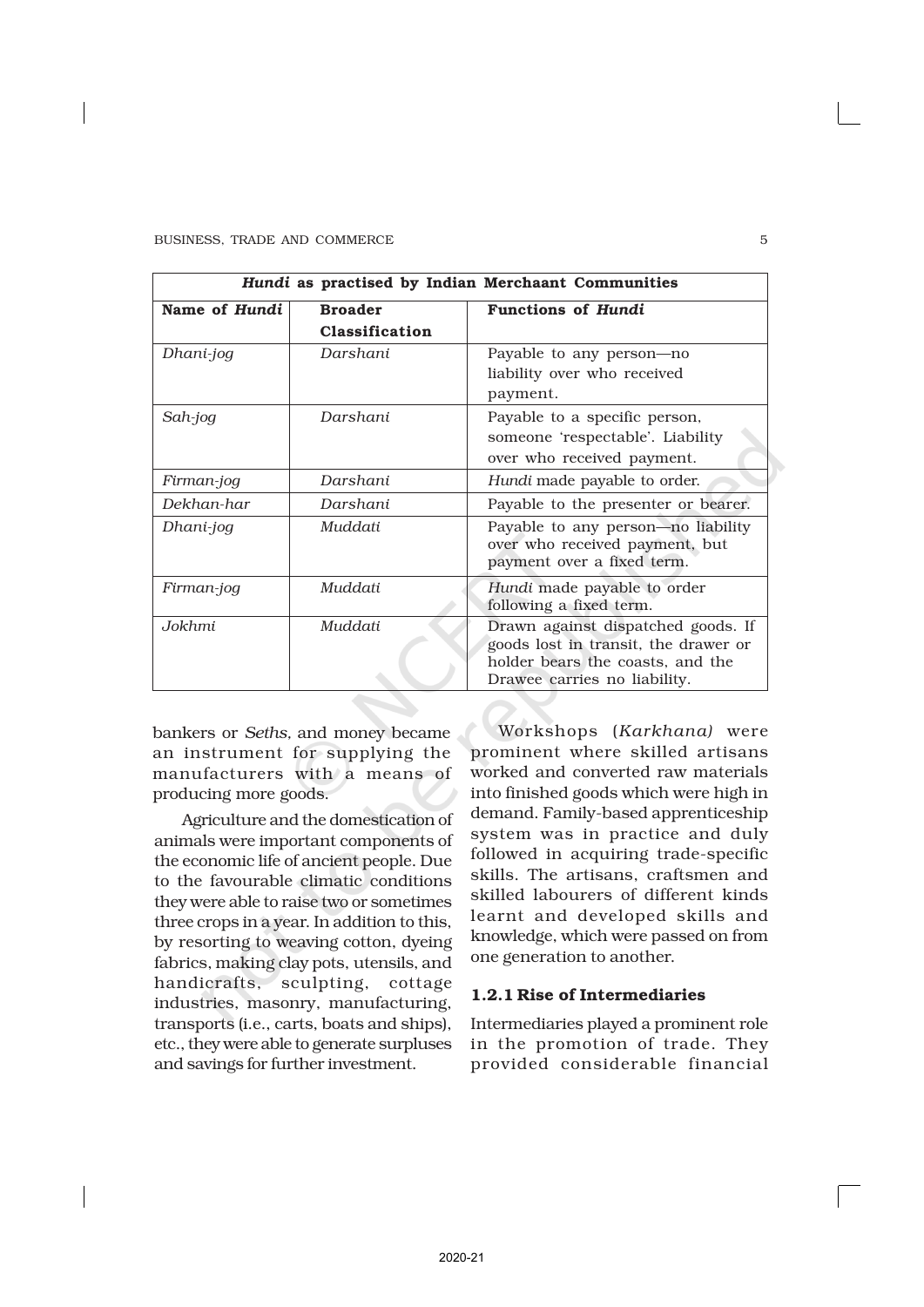| *Hundi* as practised by Indian Merchaant Communities | | |
|---|---|---|
| **Name of *Hundi*** | **Broader Classification** | **Functions of *Hundi*** |
| *Dhani-jog* | *Darshani* | Payable to any person—no liability over who received payment. |
| *Sah-jog* | *Darshani* | Payable to a specific person, someone 'respectable'. Liability over who received payment. |
| *Firman-jog* | *Darshani* | *Hundi* made payable to order. |
| *Dekhan-har* | *Darshani* | Payable to the presenter or bearer. |
| *Dhani-jog* | *Muddati* | Payable to any person—no liability over who received payment, but payment over a fixed term. |
| *Firman-jog* | *Muddati* | *Hundi* made payable to order following a fixed term. |
| *Jokhmi* | *Muddati* | Drawn against dispatched goods. If goods lost in transit, the drawer or holder bears the coasts, and the Drawee carries no liability. |

bankers or *Seths*, and money became an instrument for supplying the manufacturers with a means of producing more goods.

Agriculture and the domestication of animals were important components of the economic life of ancient people. Due to the favourable climatic conditions they were able to raise two or sometimes three crops in a year. In addition to this, by resorting to weaving cotton, dyeing fabrics, making clay pots, utensils, and handicrafts, sculpting, cottage industries, masonry, manufacturing, transports (i.e., carts, boats and ships), etc., they were able to generate surpluses and savings for further investment.

Workshops (*Karkhana)* were prominent where skilled artisans worked and converted raw materials into finished goods which were high in demand. Family-based apprenticeship system was in practice and duly followed in acquiring trade-specific skills. The artisans, craftsmen and skilled labourers of different kinds learnt and developed skills and knowledge, which were passed on from one generation to another.

### 1.2.1 Rise of Intermediaries

Intermediaries played a prominent role in the promotion of trade. They provided considerable financial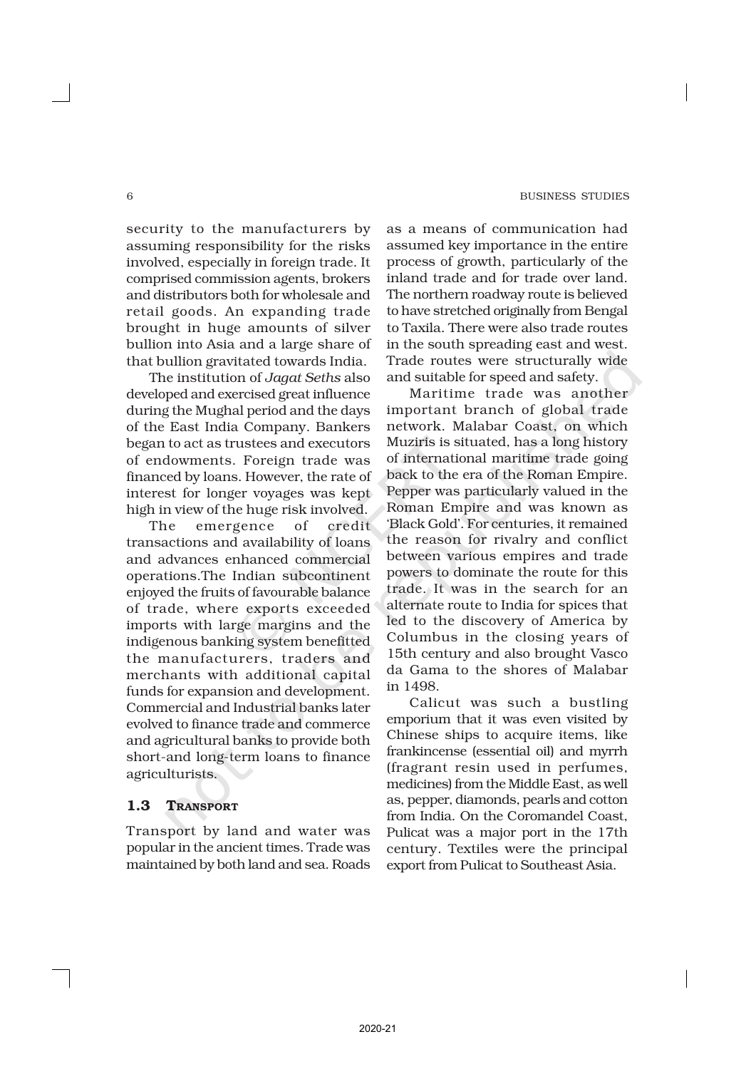security to the manufacturers by assuming responsibility for the risks involved, especially in foreign trade. It comprised commission agents, brokers and distributors both for wholesale and retail goods. An expanding trade brought in huge amounts of silver bullion into Asia and a large share of that bullion gravitated towards India.

The institution of *Jagat Seths* also developed and exercised great influence during the Mughal period and the days of the East India Company. Bankers began to act as trustees and executors of endowments. Foreign trade was financed by loans. However, the rate of interest for longer voyages was kept high in view of the huge risk involved.

The emergence of credit transactions and availability of loans and advances enhanced commercial operations.The Indian subcontinent enjoyed the fruits of favourable balance of trade, where exports exceeded imports with large margins and the indigenous banking system benefitted the manufacturers, traders and merchants with additional capital funds for expansion and development. Commercial and Industrial banks later evolved to finance trade and commerce and agricultural banks to provide both short-and long-term loans to finance agriculturists.

## 1.3 Transport

Transport by land and water was popular in the ancient times. Trade was maintained by both land and sea. Roads as a means of communication had assumed key importance in the entire process of growth, particularly of the inland trade and for trade over land. The northern roadway route is believed to have stretched originally from Bengal to Taxila. There were also trade routes in the south spreading east and west. Trade routes were structurally wide and suitable for speed and safety.

Maritime trade was another important branch of global trade network. Malabar Coast, on which Muziris is situated, has a long history of international maritime trade going back to the era of the Roman Empire. Pepper was particularly valued in the Roman Empire and was known as 'Black Gold'. For centuries, it remained the reason for rivalry and conflict between various empires and trade powers to dominate the route for this trade. It was in the search for an alternate route to India for spices that led to the discovery of America by Columbus in the closing years of 15th century and also brought Vasco da Gama to the shores of Malabar in 1498.

Calicut was such a bustling emporium that it was even visited by Chinese ships to acquire items, like frankincense (essential oil) and myrrh (fragrant resin used in perfumes, medicines) from the Middle East, as well as, pepper, diamonds, pearls and cotton from India. On the Coromandel Coast, Pulicat was a major port in the 17th century. Textiles were the principal export from Pulicat to Southeast Asia.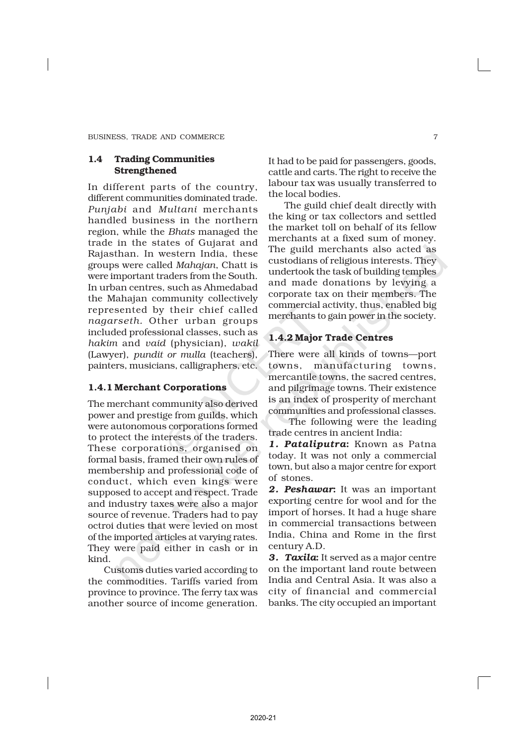## 1.4 Trading Communities Strengthened

In different parts of the country, different communities dominated trade. *Punjabi* and *Multani* merchants handled business in the northern region, while the *Bhats* managed the trade in the states of Gujarat and Rajasthan. In western India, these groups were called *Mahajan*, Chatt is were important traders from the South. In urban centres, such as Ahmedabad the Mahajan community collectively represented by their chief called *nagarseth*. Other urban groups included professional classes, such as *hakim* and *vaid* (physician), *wakil* (Lawyer), *pundit or mulla* (teachers), painters, musicians, calligraphers, etc.

### 1.4.1 Merchant Corporations

The merchant community also derived power and prestige from guilds, which were autonomous corporations formed to protect the interests of the traders. These corporations, organised on formal basis, framed their own rules of membership and professional code of conduct, which even kings were supposed to accept and respect. Trade and industry taxes were also a major source of revenue. Traders had to pay octroi duties that were levied on most of the imported articles at varying rates. They were paid either in cash or in kind.

Customs duties varied according to the commodities. Tariffs varied from province to province. The ferry tax was another source of income generation. It had to be paid for passengers, goods, cattle and carts. The right to receive the labour tax was usually transferred to the local bodies.

The guild chief dealt directly with the king or tax collectors and settled the market toll on behalf of its fellow merchants at a fixed sum of money. The guild merchants also acted as custodians of religious interests. They undertook the task of building temples and made donations by levying a corporate tax on their members. The commercial activity, thus, enabled big merchants to gain power in the society.

### 1.4.2 Major Trade Centres

There were all kinds of towns—port towns, manufacturing towns, mercantile towns, the sacred centres, and pilgrimage towns. Their existence is an index of prosperity of merchant communities and professional classes.

The following were the leading trade centres in ancient India:

***1. Pataliputra*:** Known as Patna today. It was not only a commercial town, but also a major centre for export of stones.

***2. Peshawar*:** It was an important exporting centre for wool and for the import of horses. It had a huge share in commercial transactions between India, China and Rome in the first century A.D.

***3. Taxila*:** It served as a major centre on the important land route between India and Central Asia. It was also a city of financial and commercial banks. The city occupied an important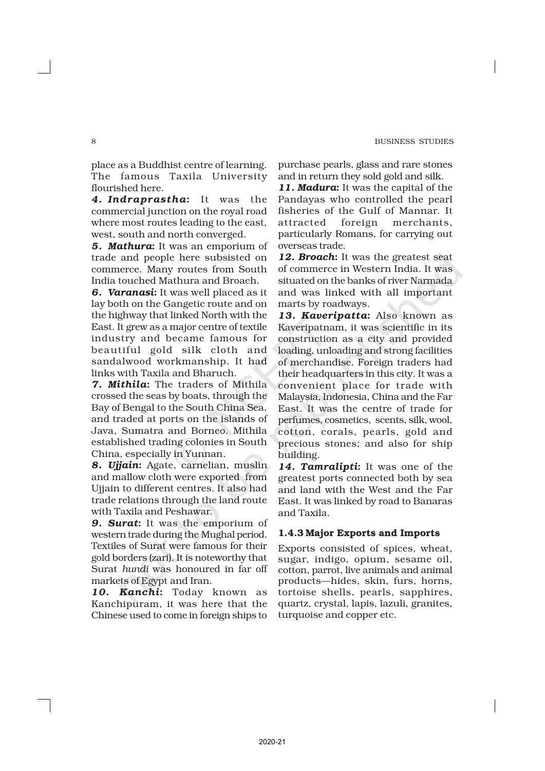place as a Buddhist centre of learning. The famous Taxila University flourished here.

***4. Indraprastha*:** It was the commercial junction on the royal road where most routes leading to the east, west, south and north converged.

***5. Mathura*:** It was an emporium of trade and people here subsisted on commerce. Many routes from South India touched Mathura and Broach.

***6. Varanasi*:** It was well placed as it lay both on the Gangetic route and on the highway that linked North with the East. It grew as a major centre of textile industry and became famous for beautiful gold silk cloth and sandalwood workmanship. It had links with Taxila and Bharuch.

***7. Mithila*:** The traders of Mithila crossed the seas by boats, through the Bay of Bengal to the South China Sea, and traded at ports on the islands of Java, Sumatra and Borneo. Mithila established trading colonies in South China, especially in Yunnan.

***8. Ujjain*:** Agate, carnelian, muslin and mallow cloth were exported from Ujjain to different centres. It also had trade relations through the land route with Taxila and Peshawar.

***9. Surat*:** It was the emporium of western trade during the Mughal period. Textiles of Surat were famous for their gold borders (zari). It is noteworthy that Surat *hundi* was honoured in far off markets of Egypt and Iran.

***10. Kanchi*:** Today known as Kanchipuram, it was here that the Chinese used to come in foreign ships to purchase pearls, glass and rare stones and in return they sold gold and silk.

***11. Madura*:** It was the capital of the Pandayas who controlled the pearl fisheries of the Gulf of Mannar. It attracted foreign merchants, particularly Romans, for carrying out overseas trade.

***12. Broach*:** It was the greatest seat of commerce in Western India. It was situated on the banks of river Narmada and was linked with all important marts by roadways.

***13. Kaveripatta*:** Also known as Kaveripatnam, it was scientific in its construction as a city and provided loading, unloading and strong facilities of merchandise. Foreign traders had their headquarters in this city. It was a convenient place for trade with Malaysia, Indonesia, China and the Far East. It was the centre of trade for perfumes, cosmetics, scents, silk, wool, cotton, corals, pearls, gold and precious stones; and also for ship building.

***14. Tamralipti*:** It was one of the greatest ports connected both by sea and land with the West and the Far East. It was linked by road to Banaras and Taxila.

### 1.4.3 Major Exports and Imports

Exports consisted of spices, wheat, sugar, indigo, opium, sesame oil, cotton, parrot, live animals and animal products—hides, skin, furs, horns, tortoise shells, pearls, sapphires, quartz, crystal, lapis, lazuli, granites, turquoise and copper etc.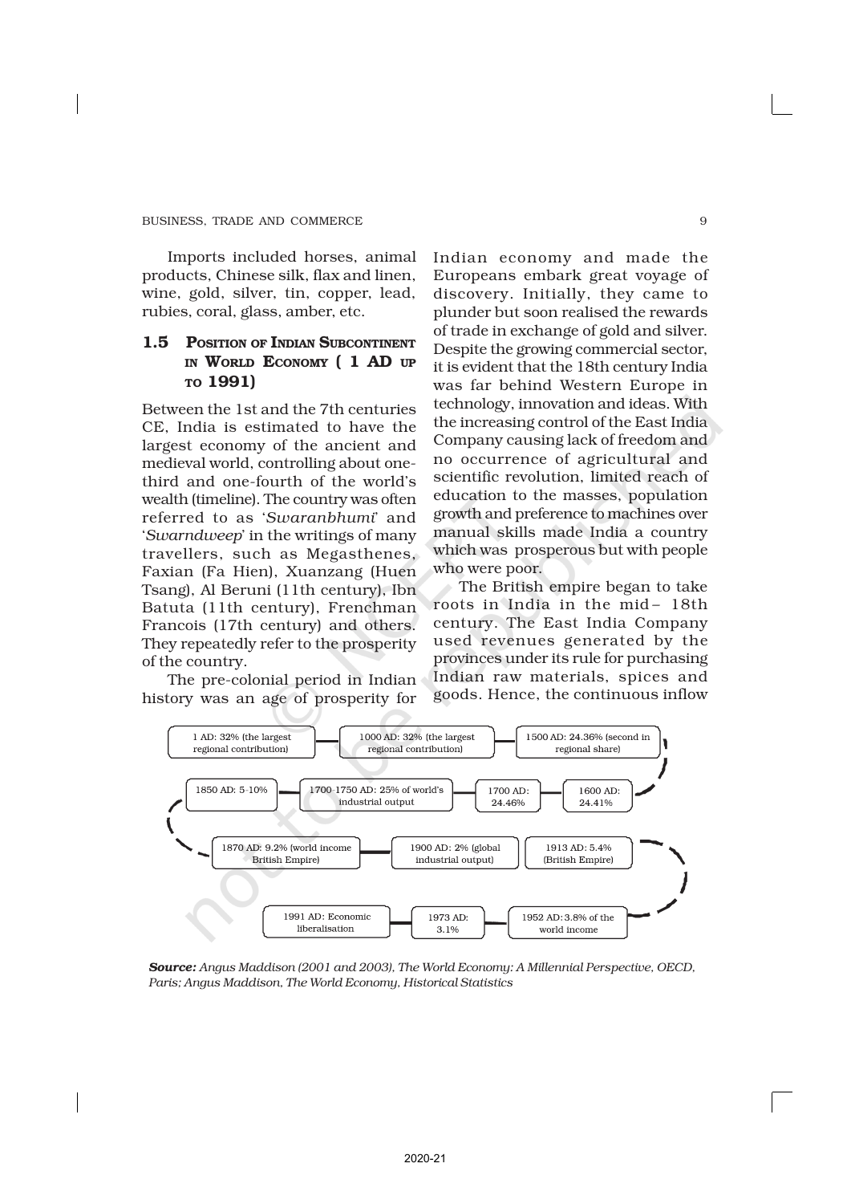Imports included horses, animal products, Chinese silk, flax and linen, wine, gold, silver, tin, copper, lead, rubies, coral, glass, amber, etc.

## 1.5 Position of Indian Subcontinent in World Economy ( 1 AD up to 1991)

Between the 1st and the 7th centuries CE, India is estimated to have the largest economy of the ancient and medieval world, controlling about one-third and one-fourth of the world's wealth (timeline). The country was often referred to as '*Swaranbhumi*' and '*Swarndweep*' in the writings of many travellers, such as Megasthenes, Faxian (Fa Hien), Xuanzang (Huen Tsang), Al Beruni (11th century), Ibn Batuta (11th century), Frenchman Francois (17th century) and others. They repeatedly refer to the prosperity of the country.

The pre-colonial period in Indian history was an age of prosperity for Indian economy and made the Europeans embark great voyage of discovery. Initially, they came to plunder but soon realised the rewards of trade in exchange of gold and silver. Despite the growing commercial sector, it is evident that the 18th century India was far behind Western Europe in technology, innovation and ideas. With the increasing control of the East India Company causing lack of freedom and no occurrence of agricultural and scientific revolution, limited reach of education to the masses, population growth and preference to machines over manual skills made India a country which was prosperous but with people who were poor.

The British empire began to take roots in India in the mid– 18th century. The East India Company used revenues generated by the provinces under its rule for purchasing Indian raw materials, spices and goods. Hence, the continuous inflow

1 AD: 32% (the largest regional contribution) — 1000 AD: 32% (the largest regional contribution) — 1500 AD: 24.36% (second in regional share) — 1600 AD: 24.41% — 1700 AD: 24.46% — 1700-1750 AD: 25% of world's industrial output — 1850 AD: 5-10% — 1870 AD: 9.2% (world income British Empire) — 1900 AD: 2% (global industrial output) — 1913 AD: 5.4% (British Empire) — 1952 AD: 3.8% of the world income — 1973 AD: 3.1% — 1991 AD: Economic liberalisation

***Source:*** *Angus Maddison (2001 and 2003), The World Economy: A Millennial Perspective, OECD, Paris; Angus Maddison, The World Economy, Historical Statistics*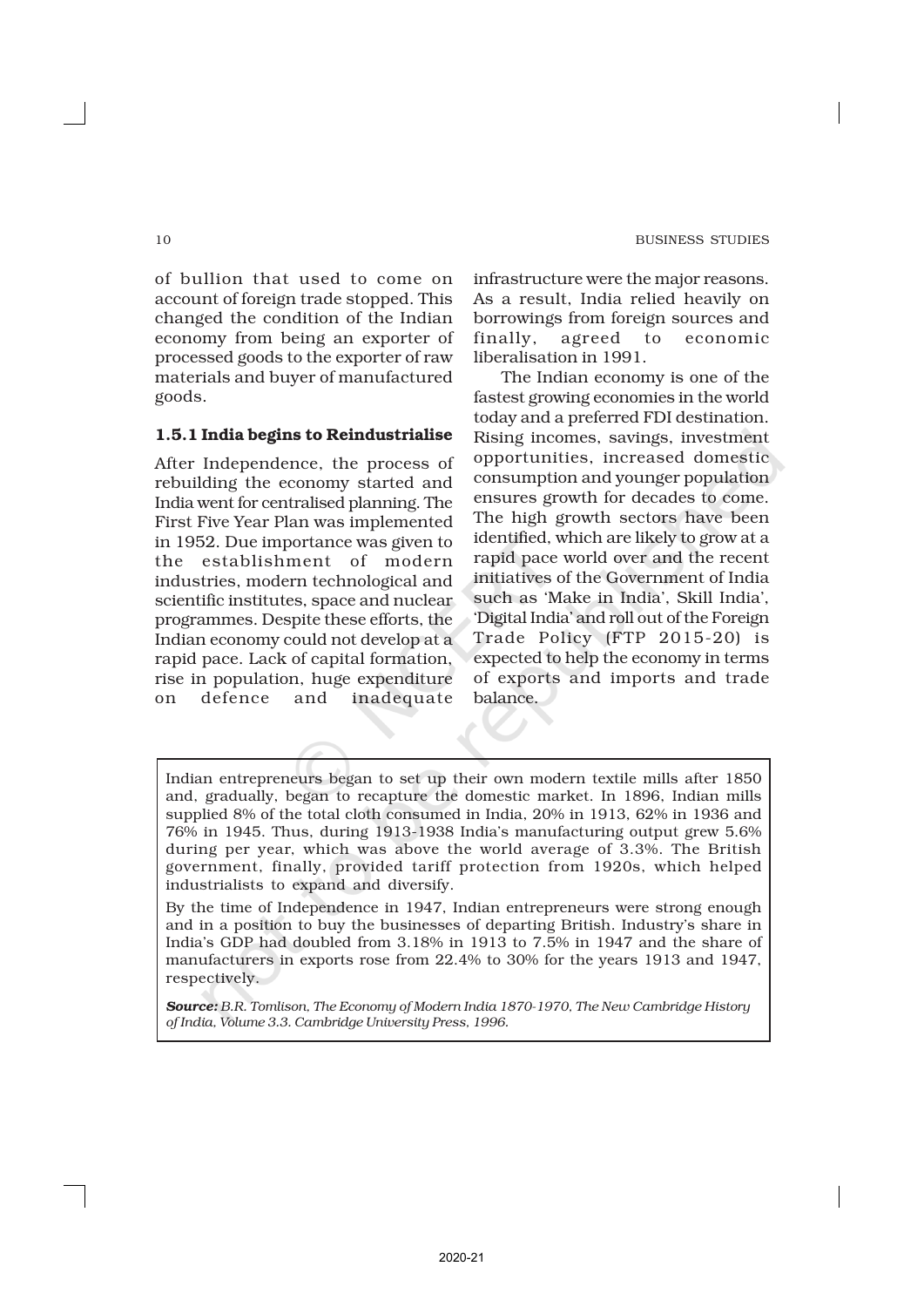of bullion that used to come on account of foreign trade stopped. This changed the condition of the Indian economy from being an exporter of processed goods to the exporter of raw materials and buyer of manufactured goods.

### 1.5.1 India begins to Reindustrialise

After Independence, the process of rebuilding the economy started and India went for centralised planning. The First Five Year Plan was implemented in 1952. Due importance was given to the establishment of modern industries, modern technological and scientific institutes, space and nuclear programmes. Despite these efforts, the Indian economy could not develop at a rapid pace. Lack of capital formation, rise in population, huge expenditure on defence and inadequate infrastructure were the major reasons. As a result, India relied heavily on borrowings from foreign sources and finally, agreed to economic liberalisation in 1991.

The Indian economy is one of the fastest growing economies in the world today and a preferred FDI destination. Rising incomes, savings, investment opportunities, increased domestic consumption and younger population ensures growth for decades to come. The high growth sectors have been identified, which are likely to grow at a rapid pace world over and the recent initiatives of the Government of India such as 'Make in India', Skill India', 'Digital India' and roll out of the Foreign Trade Policy (FTP 2015-20) is expected to help the economy in terms of exports and imports and trade balance.

> Indian entrepreneurs began to set up their own modern textile mills after 1850 and, gradually, began to recapture the domestic market. In 1896, Indian mills supplied 8% of the total cloth consumed in India, 20% in 1913, 62% in 1936 and 76% in 1945. Thus, during 1913-1938 India's manufacturing output grew 5.6% during per year, which was above the world average of 3.3%. The British government, finally, provided tariff protection from 1920s, which helped industrialists to expand and diversify.
>
> By the time of Independence in 1947, Indian entrepreneurs were strong enough and in a position to buy the businesses of departing British. Industry's share in India's GDP had doubled from 3.18% in 1913 to 7.5% in 1947 and the share of manufacturers in exports rose from 22.4% to 30% for the years 1913 and 1947, respectively.
>
> ***Source:*** *B.R. Tomlison, The Economy of Modern India 1870-1970, The New Cambridge History of India, Volume 3.3. Cambridge University Press, 1996.*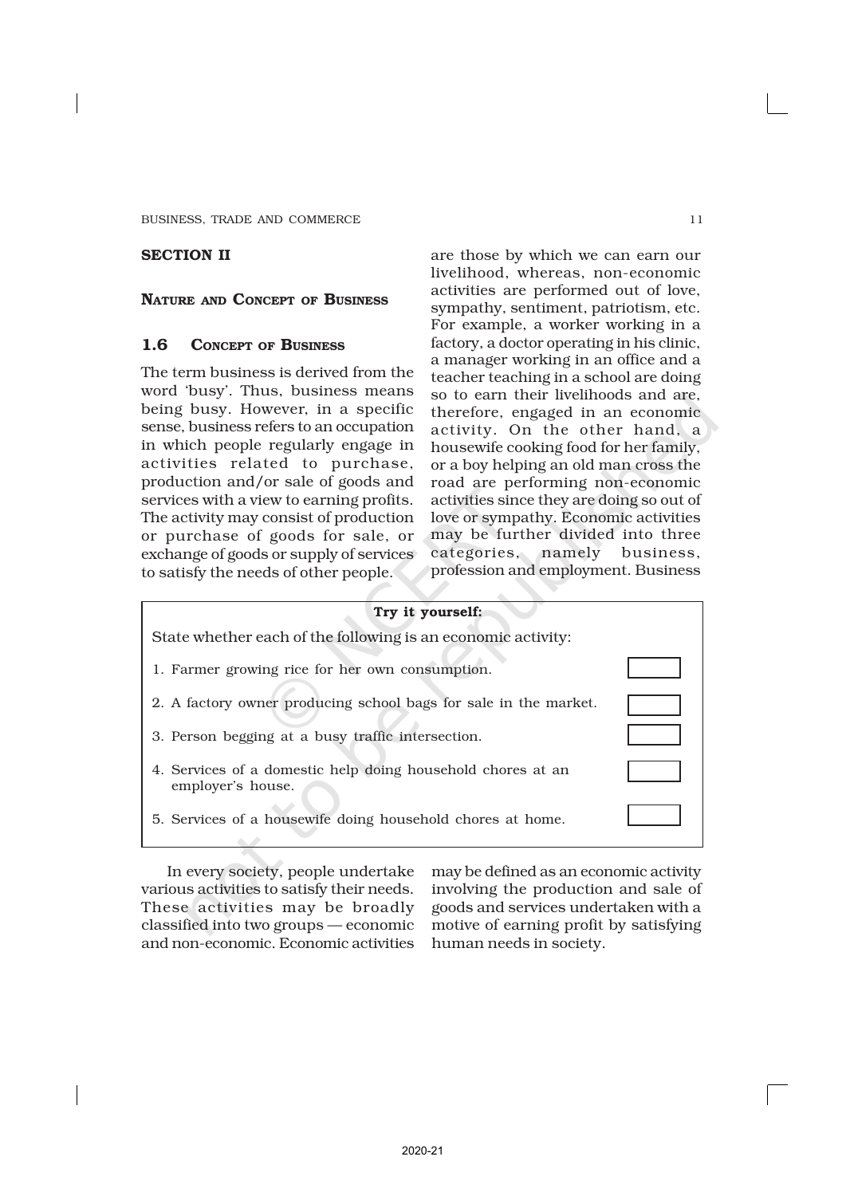## SECTION II

### NATURE AND CONCEPT OF BUSINESS

### 1.6 CONCEPT OF BUSINESS

The term business is derived from the word 'busy'. Thus, business means being busy. However, in a specific sense, business refers to an occupation in which people regularly engage in activities related to purchase, production and/or sale of goods and services with a view to earning profits. The activity may consist of production or purchase of goods for sale, or exchange of goods or supply of services to satisfy the needs of other people.

In every society, people undertake various activities to satisfy their needs. These activities may be broadly classified into two groups — economic and non-economic. Economic activities are those by which we can earn our livelihood, whereas, non-economic activities are performed out of love, sympathy, sentiment, patriotism, etc. For example, a worker working in a factory, a doctor operating in his clinic, a manager working in an office and a teacher teaching in a school are doing so to earn their livelihoods and are, therefore, engaged in an economic activity. On the other hand, a housewife cooking food for her family, or a boy helping an old man cross the road are performing non-economic activities since they are doing so out of love or sympathy. Economic activities may be further divided into three categories, namely business, profession and employment. Business may be defined as an economic activity involving the production and sale of goods and services undertaken with a motive of earning profit by satisfying human needs in society.

**Try it yourself:**

State whether each of the following is an economic activity:

1. Farmer growing rice for her own consumption. ☐
2. A factory owner producing school bags for sale in the market. ☐
3. Person begging at a busy traffic intersection. ☐
4. Services of a domestic help doing household chores at an employer's house. ☐
5. Services of a housewife doing household chores at home. ☐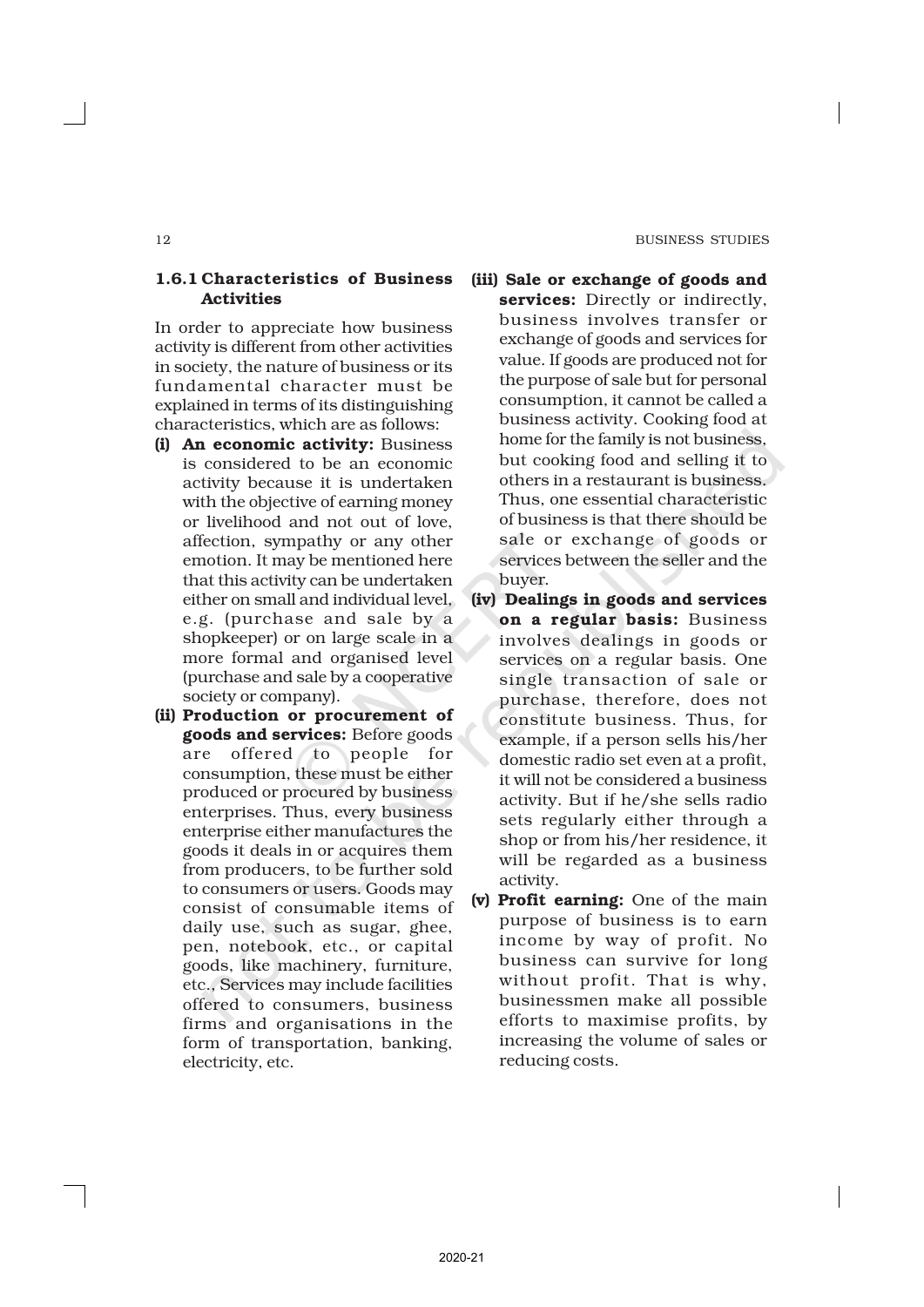### 1.6.1 Characteristics of Business Activities

In order to appreciate how business activity is different from other activities in society, the nature of business or its fundamental character must be explained in terms of its distinguishing characteristics, which are as follows:

**(i) An economic activity:** Business is considered to be an economic activity because it is undertaken with the objective of earning money or livelihood and not out of love, affection, sympathy or any other emotion. It may be mentioned here that this activity can be undertaken either on small and individual level, e.g. (purchase and sale by a shopkeeper) or on large scale in a more formal and organised level (purchase and sale by a cooperative society or company).

**(ii) Production or procurement of goods and services:** Before goods are offered to people for consumption, these must be either produced or procured by business enterprises. Thus, every business enterprise either manufactures the goods it deals in or acquires them from producers, to be further sold to consumers or users. Goods may consist of consumable items of daily use, such as sugar, ghee, pen, notebook, etc., or capital goods, like machinery, furniture, etc., Services may include facilities offered to consumers, business firms and organisations in the form of transportation, banking, electricity, etc.

**(iii) Sale or exchange of goods and services:** Directly or indirectly, business involves transfer or exchange of goods and services for value. If goods are produced not for the purpose of sale but for personal consumption, it cannot be called a business activity. Cooking food at home for the family is not business, but cooking food and selling it to others in a restaurant is business. Thus, one essential characteristic of business is that there should be sale or exchange of goods or services between the seller and the buyer.

**(iv) Dealings in goods and services on a regular basis:** Business involves dealings in goods or services on a regular basis. One single transaction of sale or purchase, therefore, does not constitute business. Thus, for example, if a person sells his/her domestic radio set even at a profit, it will not be considered a business activity. But if he/she sells radio sets regularly either through a shop or from his/her residence, it will be regarded as a business activity.

**(v) Profit earning:** One of the main purpose of business is to earn income by way of profit. No business can survive for long without profit. That is why, businessmen make all possible efforts to maximise profits, by increasing the volume of sales or reducing costs.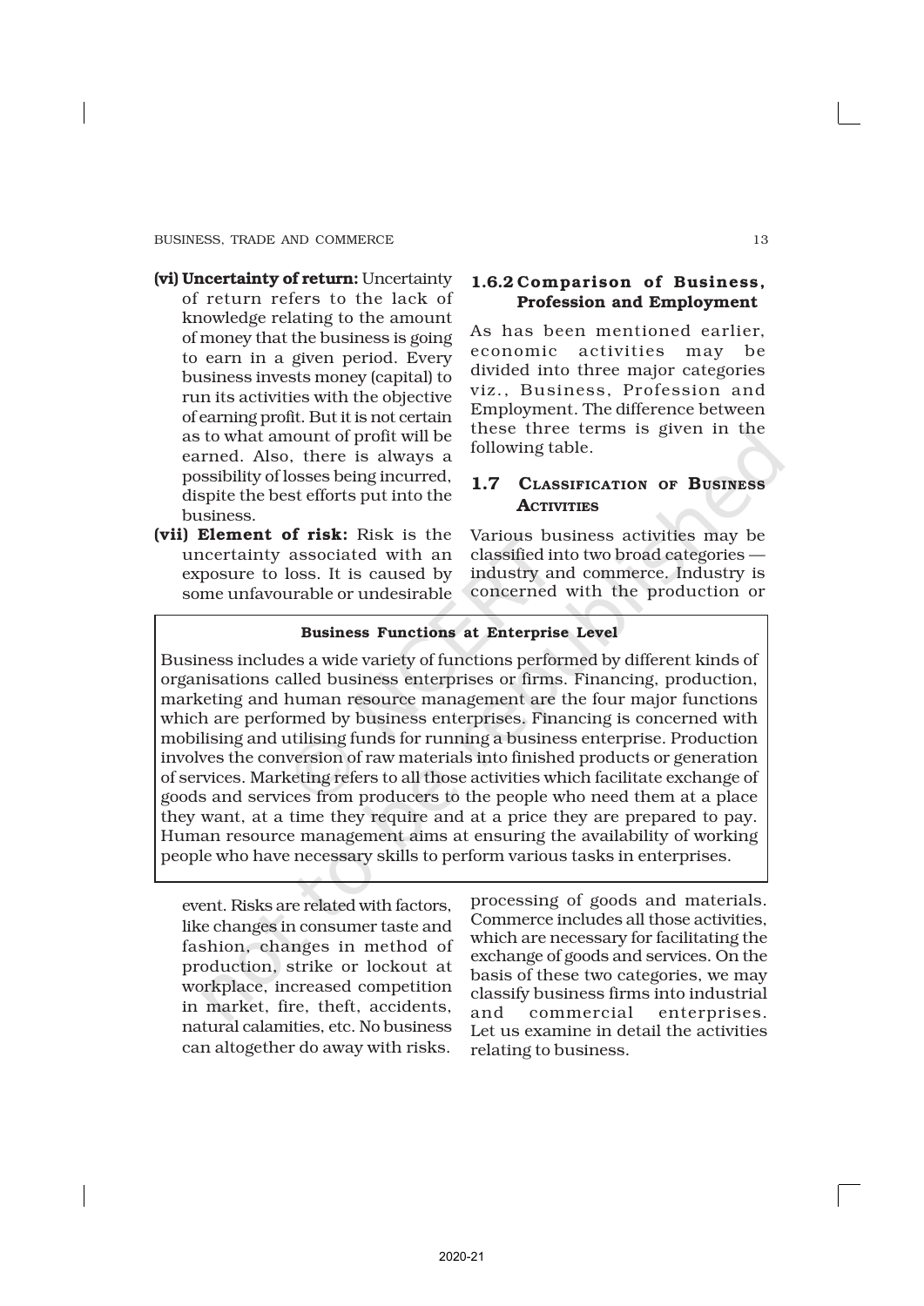(vi) **Uncertainty of return:** Uncertainty of return refers to the lack of knowledge relating to the amount of money that the business is going to earn in a given period. Every business invests money (capital) to run its activities with the objective of earning profit. But it is not certain as to what amount of profit will be earned. Also, there is always a possibility of losses being incurred, dispite the best efforts put into the business.

(vii) **Element of risk:** Risk is the uncertainty associated with an exposure to loss. It is caused by some unfavourable or undesirable event. Risks are related with factors, like changes in consumer taste and fashion, changes in method of production, strike or lockout at workplace, increased competition in market, fire, theft, accidents, natural calamities, etc. No business can altogether do away with risks.

### 1.6.2 Comparison of Business, Profession and Employment

As has been mentioned earlier, economic activities may be divided into three major categories viz., Business, Profession and Employment. The difference between these three terms is given in the following table.

## 1.7 Classification of Business Activities

Various business activities may be classified into two broad categories — industry and commerce. Industry is concerned with the production or processing of goods and materials. Commerce includes all those activities, which are necessary for facilitating the exchange of goods and services. On the basis of these two categories, we may classify business firms into industrial and commercial enterprises. Let us examine in detail the activities relating to business.

**Business Functions at Enterprise Level**

Business includes a wide variety of functions performed by different kinds of organisations called business enterprises or firms. Financing, production, marketing and human resource management are the four major functions which are performed by business enterprises. Financing is concerned with mobilising and utilising funds for running a business enterprise. Production involves the conversion of raw materials into finished products or generation of services. Marketing refers to all those activities which facilitate exchange of goods and services from producers to the people who need them at a place they want, at a time they require and at a price they are prepared to pay. Human resource management aims at ensuring the availability of working people who have necessary skills to perform various tasks in enterprises.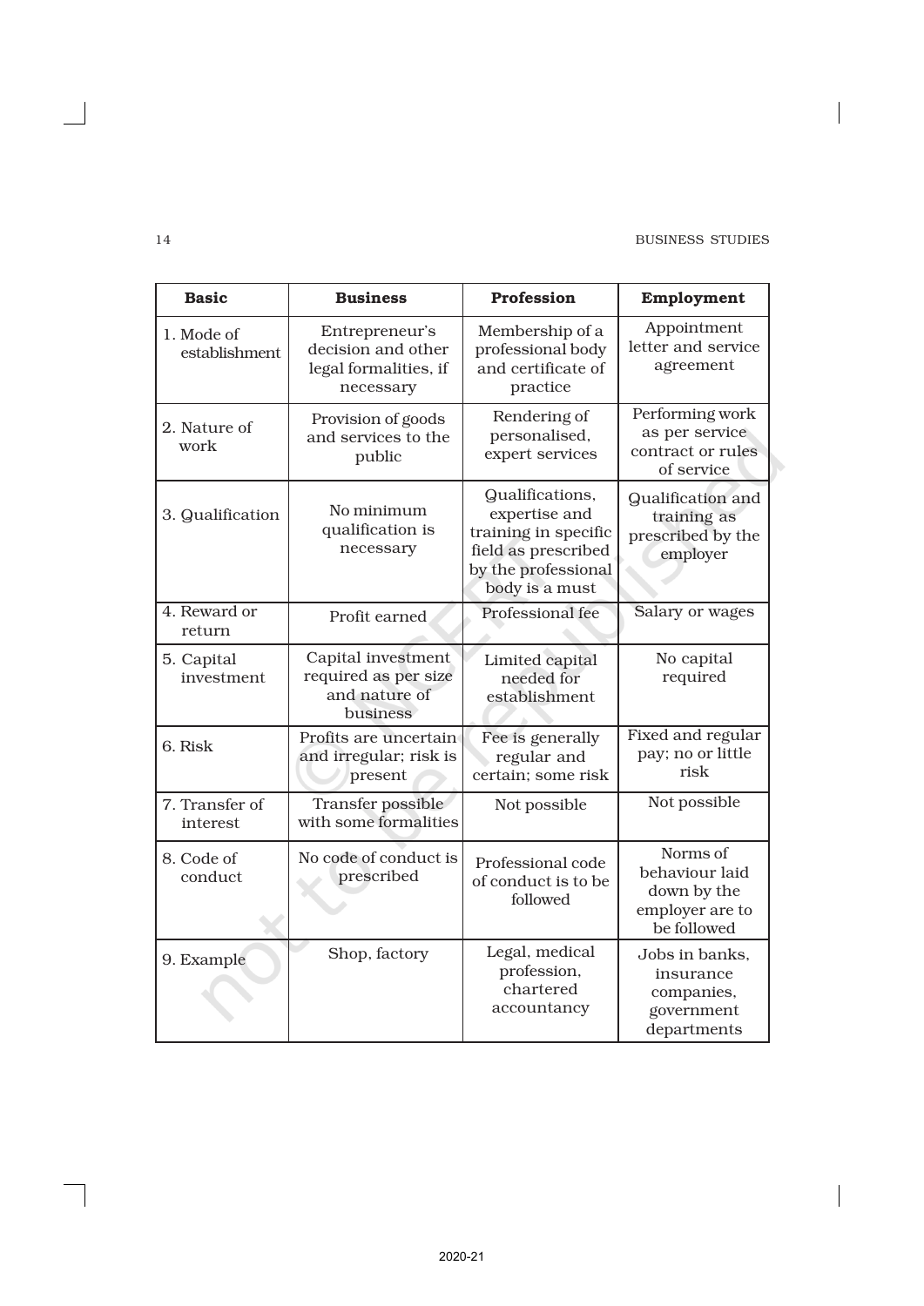| Basic | Business | Profession | Employment |
|---|---|---|---|
| 1. Mode of establishment | Entrepreneur's decision and other legal formalities, if necessary | Membership of a professional body and certificate of practice | Appointment letter and service agreement |
| 2. Nature of work | Provision of goods and services to the public | Rendering of personalised, expert services | Performing work as per service contract or rules of service |
| 3. Qualification | No minimum qualification is necessary | Qualifications, expertise and training in specific field as prescribed by the professional body is a must | Qualification and training as prescribed by the employer |
| 4. Reward or return | Profit earned | Professional fee | Salary or wages |
| 5. Capital investment | Capital investment required as per size and nature of business | Limited capital needed for establishment | No capital required |
| 6. Risk | Profits are uncertain and irregular; risk is present | Fee is generally regular and certain; some risk | Fixed and regular pay; no or little risk |
| 7. Transfer of interest | Transfer possible with some formalities | Not possible | Not possible |
| 8. Code of conduct | No code of conduct is prescribed | Professional code of conduct is to be followed | Norms of behaviour laid down by the employer are to be followed |
| 9. Example | Shop, factory | Legal, medical profession, chartered accountancy | Jobs in banks, insurance companies, government departments |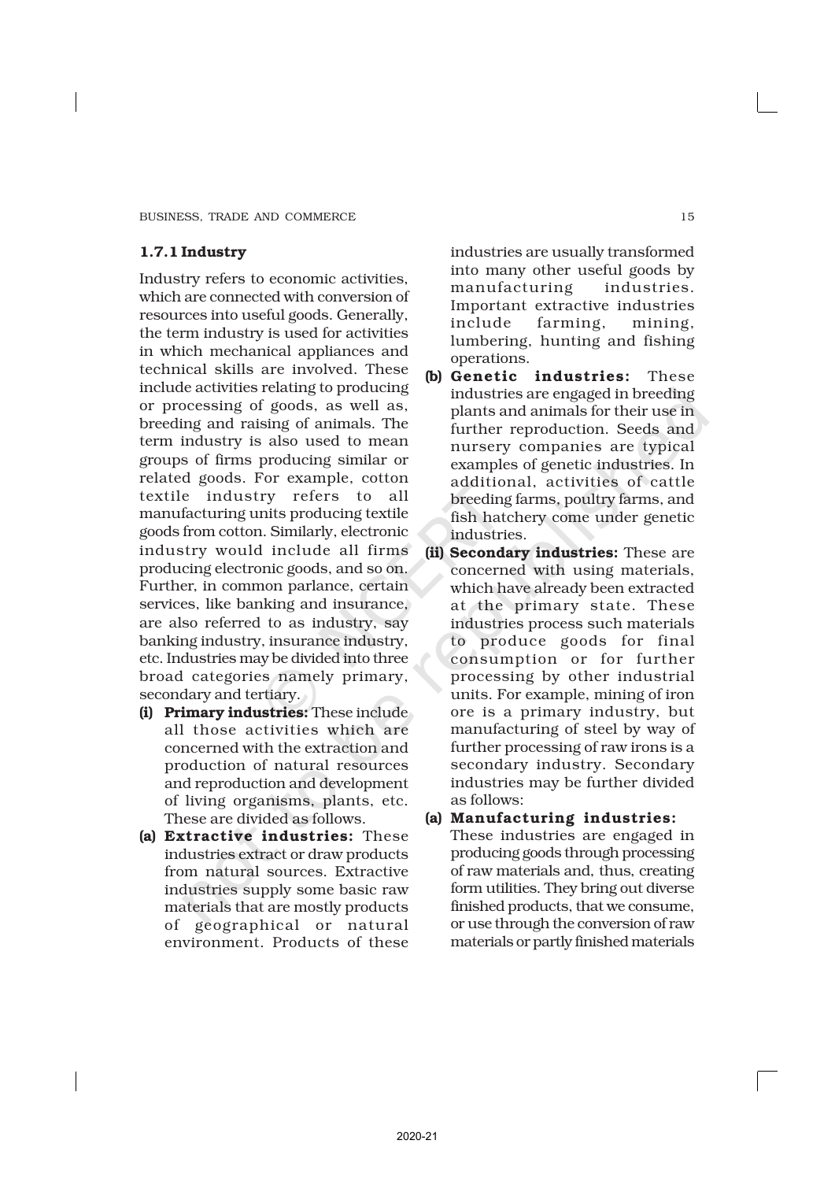### 1.7.1 Industry

Industry refers to economic activities, which are connected with conversion of resources into useful goods. Generally, the term industry is used for activities in which mechanical appliances and technical skills are involved. These include activities relating to producing or processing of goods, as well as, breeding and raising of animals. The term industry is also used to mean groups of firms producing similar or related goods. For example, cotton textile industry refers to all manufacturing units producing textile goods from cotton. Similarly, electronic industry would include all firms producing electronic goods, and so on. Further, in common parlance, certain services, like banking and insurance, are also referred to as industry, say banking industry, insurance industry, etc. Industries may be divided into three broad categories namely primary, secondary and tertiary.

**(i) Primary industries:** These include all those activities which are concerned with the extraction and production of natural resources and reproduction and development of living organisms, plants, etc. These are divided as follows.

**(a) Extractive industries:** These industries extract or draw products from natural sources. Extractive industries supply some basic raw materials that are mostly products of geographical or natural environment. Products of these industries are usually transformed into many other useful goods by manufacturing industries. Important extractive industries include farming, mining, lumbering, hunting and fishing operations.

**(b) Genetic industries:** These industries are engaged in breeding plants and animals for their use in further reproduction. Seeds and nursery companies are typical examples of genetic industries. In additional, activities of cattle breeding farms, poultry farms, and fish hatchery come under genetic industries.

**(ii) Secondary industries:** These are concerned with using materials, which have already been extracted at the primary state. These industries process such materials to produce goods for final consumption or for further processing by other industrial units. For example, mining of iron ore is a primary industry, but manufacturing of steel by way of further processing of raw irons is a secondary industry. Secondary industries may be further divided as follows:

**(a) Manufacturing industries:** These industries are engaged in producing goods through processing of raw materials and, thus, creating form utilities. They bring out diverse finished products, that we consume, or use through the conversion of raw materials or partly finished materials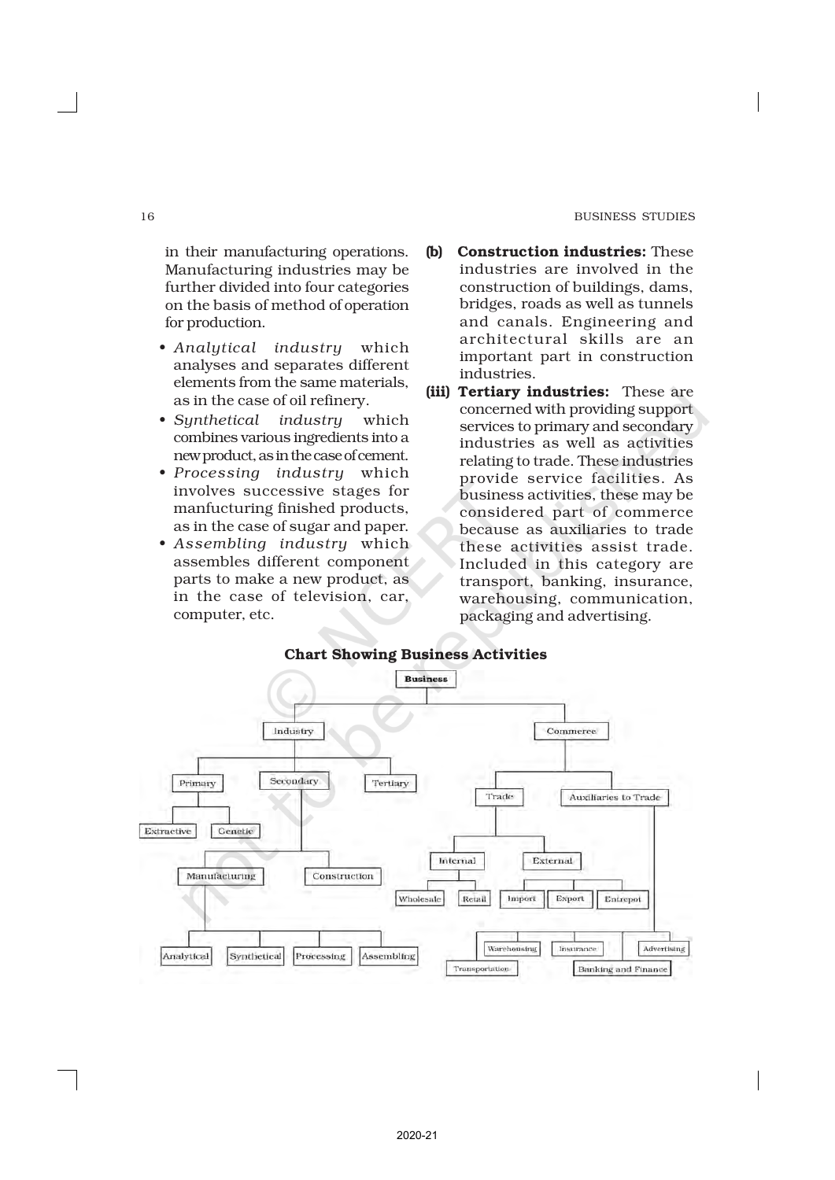in their manufacturing operations. Manufacturing industries may be further divided into four categories on the basis of method of operation for production.

- *Analytical industry* which analyses and separates different elements from the same materials, as in the case of oil refinery.
- *Synthetical industry* which combines various ingredients into a new product, as in the case of cement.
- *Processing industry* which involves successive stages for manfucturing finished products, as in the case of sugar and paper.
- *Assembling industry* which assembles different component parts to make a new product, as in the case of television, car, computer, etc.

**(b) Construction industries:** These industries are involved in the construction of buildings, dams, bridges, roads as well as tunnels and canals. Engineering and architectural skills are an important part in construction industries.

**(iii) Tertiary industries:** These are concerned with providing support services to primary and secondary industries as well as activities relating to trade. These industries provide service facilities. As business activities, these may be considered part of commerce because as auxiliaries to trade these activities assist trade. Included in this category are transport, banking, insurance, warehousing, communication, packaging and advertising.

**Chart Showing Business Activities**

- Business
  - Industry
    - Primary
      - Extractive
      - Genetic
    - Secondary
      - Manufacturing
        - Analytical
        - Synthetical
        - Processing
        - Assembling
      - Construction
    - Tertiary
  - Commerce
    - Trade
      - Internal
        - Wholesale
        - Retail
      - External
        - Import
        - Export
        - Entrepot
    - Auxiliaries to Trade
      - Transportation
      - Warehousing
      - Insurance
      - Banking and Finance
      - Advertising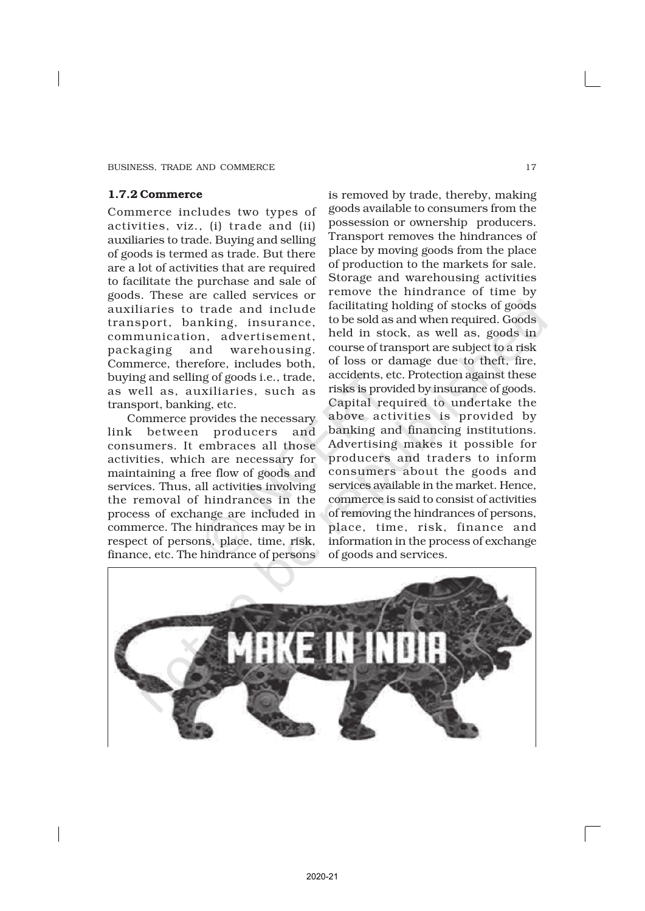### 1.7.2 Commerce

Commerce includes two types of activities, viz., (i) trade and (ii) auxiliaries to trade. Buying and selling of goods is termed as trade. But there are a lot of activities that are required to facilitate the purchase and sale of goods. These are called services or auxiliaries to trade and include transport, banking, insurance, communication, advertisement, packaging and warehousing. Commerce, therefore, includes both, buying and selling of goods i.e., trade, as well as, auxiliaries, such as transport, banking, etc.

Commerce provides the necessary link between producers and consumers. It embraces all those activities, which are necessary for maintaining a free flow of goods and services. Thus, all activities involving the removal of hindrances in the process of exchange are included in commerce. The hindrances may be in respect of persons, place, time, risk, finance, etc. The hindrance of persons is removed by trade, thereby, making goods available to consumers from the possession or ownership producers. Transport removes the hindrances of place by moving goods from the place of production to the markets for sale. Storage and warehousing activities remove the hindrance of time by facilitating holding of stocks of goods to be sold as and when required. Goods held in stock, as well as, goods in course of transport are subject to a risk of loss or damage due to theft, fire, accidents, etc. Protection against these risks is provided by insurance of goods. Capital required to undertake the above activities is provided by banking and financing institutions. Advertising makes it possible for producers and traders to inform consumers about the goods and services available in the market. Hence, commerce is said to consist of activities of removing the hindrances of persons, place, time, risk, finance and information in the process of exchange of goods and services.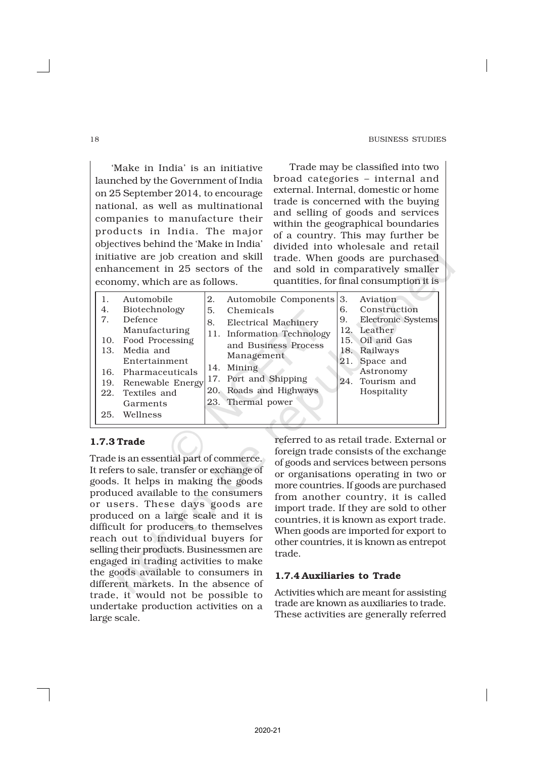'Make in India' is an initiative launched by the Government of India on 25 September 2014, to encourage national, as well as multinational companies to manufacture their products in India. The major objectives behind the 'Make in India' initiative are job creation and skill enhancement in 25 sectors of the economy, which are as follows.

| | | |
|---|---|---|
| 1. Automobile | 2. Automobile Components | 3. Aviation |
| 4. Biotechnology | 5. Chemicals | 6. Construction |
| 7. Defence Manufacturing | 8. Electrical Machinery | 9. Electronic Systems |
| 10. Food Processing | 11. Information Technology and Business Process Management | 12. Leather |
| 13. Media and Entertainment | 14. Mining | 15. Oil and Gas |
| 16. Pharmaceuticals | 17. Port and Shipping | 18. Railways |
| 19. Renewable Energy | 20. Roads and Highways | 21. Space and Astronomy |
| 22. Textiles and Garments | 23. Thermal power | 24. Tourism and Hospitality |
| 25. Wellness | | |

### 1.7.3 Trade

Trade is an essential part of commerce. It refers to sale, transfer or exchange of goods. It helps in making the goods produced available to the consumers or users. These days goods are produced on a large scale and it is difficult for producers to themselves reach out to individual buyers for selling their products. Businessmen are engaged in trading activities to make the goods available to consumers in different markets. In the absence of trade, it would not be possible to undertake production activities on a large scale.

Trade may be classified into two broad categories – internal and external. Internal, domestic or home trade is concerned with the buying and selling of goods and services within the geographical boundaries of a country. This may further be divided into wholesale and retail trade. When goods are purchased and sold in comparatively smaller quantities, for final consumption it is referred to as retail trade. External or foreign trade consists of the exchange of goods and services between persons or organisations operating in two or more countries. If goods are purchased from another country, it is called import trade. If they are sold to other countries, it is known as export trade. When goods are imported for export to other countries, it is known as entrepot trade.

### 1.7.4 Auxiliaries to Trade

Activities which are meant for assisting trade are known as auxiliaries to trade. These activities are generally referred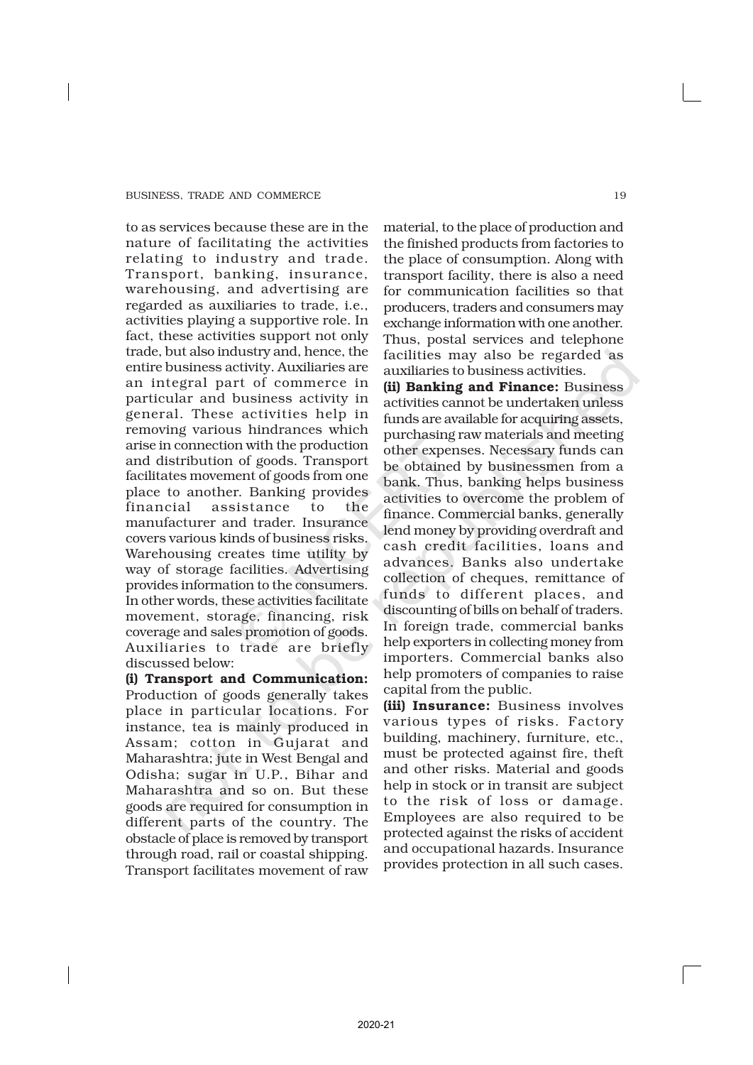to as services because these are in the nature of facilitating the activities relating to industry and trade. Transport, banking, insurance, warehousing, and advertising are regarded as auxiliaries to trade, i.e., activities playing a supportive role. In fact, these activities support not only trade, but also industry and, hence, the entire business activity. Auxiliaries are an integral part of commerce in particular and business activity in general. These activities help in removing various hindrances which arise in connection with the production and distribution of goods. Transport facilitates movement of goods from one place to another. Banking provides financial assistance to the manufacturer and trader. Insurance covers various kinds of business risks. Warehousing creates time utility by way of storage facilities. Advertising provides information to the consumers. In other words, these activities facilitate movement, storage, financing, risk coverage and sales promotion of goods. Auxiliaries to trade are briefly discussed below:

**(i) Transport and Communication:** Production of goods generally takes place in particular locations. For instance, tea is mainly produced in Assam; cotton in Gujarat and Maharashtra; jute in West Bengal and Odisha; sugar in U.P., Bihar and Maharashtra and so on. But these goods are required for consumption in different parts of the country. The obstacle of place is removed by transport through road, rail or coastal shipping. Transport facilitates movement of raw material, to the place of production and the finished products from factories to the place of consumption. Along with transport facility, there is also a need for communication facilities so that producers, traders and consumers may exchange information with one another. Thus, postal services and telephone facilities may also be regarded as auxiliaries to business activities.

**(ii) Banking and Finance:** Business activities cannot be undertaken unless funds are available for acquiring assets, purchasing raw materials and meeting other expenses. Necessary funds can be obtained by businessmen from a bank. Thus, banking helps business activities to overcome the problem of finance. Commercial banks, generally lend money by providing overdraft and cash credit facilities, loans and advances. Banks also undertake collection of cheques, remittance of funds to different places, and discounting of bills on behalf of traders. In foreign trade, commercial banks help exporters in collecting money from importers. Commercial banks also help promoters of companies to raise capital from the public.

**(iii) Insurance:** Business involves various types of risks. Factory building, machinery, furniture, etc., must be protected against fire, theft and other risks. Material and goods help in stock or in transit are subject to the risk of loss or damage. Employees are also required to be protected against the risks of accident and occupational hazards. Insurance provides protection in all such cases.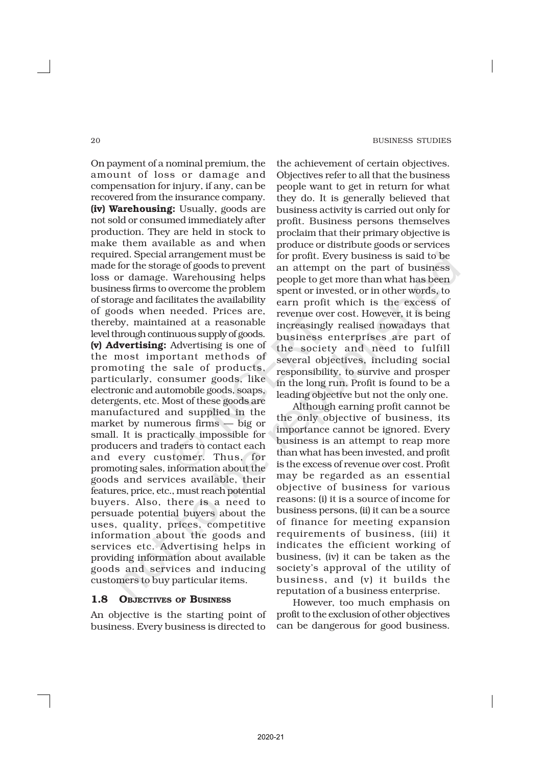On payment of a nominal premium, the amount of loss or damage and compensation for injury, if any, can be recovered from the insurance company.

**(iv) Warehousing:** Usually, goods are not sold or consumed immediately after production. They are held in stock to make them available as and when required. Special arrangement must be made for the storage of goods to prevent loss or damage. Warehousing helps business firms to overcome the problem of storage and facilitates the availability of goods when needed. Prices are, thereby, maintained at a reasonable level through continuous supply of goods.

**(v) Advertising:** Advertising is one of the most important methods of promoting the sale of products, particularly, consumer goods, like electronic and automobile goods, soaps, detergents, etc. Most of these goods are manufactured and supplied in the market by numerous firms — big or small. It is practically impossible for producers and traders to contact each and every customer. Thus, for promoting sales, information about the goods and services available, their features, price, etc., must reach potential buyers. Also, there is a need to persuade potential buyers about the uses, quality, prices, competitive information about the goods and services etc. Advertising helps in providing information about available goods and services and inducing customers to buy particular items.

## 1.8 Objectives of Business

An objective is the starting point of business. Every business is directed to the achievement of certain objectives. Objectives refer to all that the business people want to get in return for what they do. It is generally believed that business activity is carried out only for profit. Business persons themselves proclaim that their primary objective is produce or distribute goods or services for profit. Every business is said to be an attempt on the part of business people to get more than what has been spent or invested, or in other words, to earn profit which is the excess of revenue over cost. However, it is being increasingly realised nowadays that business enterprises are part of the society and need to fulfill several objectives, including social responsibility, to survive and prosper in the long run. Profit is found to be a leading objective but not the only one.

Although earning profit cannot be the only objective of business, its importance cannot be ignored. Every business is an attempt to reap more than what has been invested, and profit is the excess of revenue over cost. Profit may be regarded as an essential objective of business for various reasons: (i) it is a source of income for business persons, (ii) it can be a source of finance for meeting expansion requirements of business, (iii) it indicates the efficient working of business, (iv) it can be taken as the society's approval of the utility of business, and (v) it builds the reputation of a business enterprise.

However, too much emphasis on profit to the exclusion of other objectives can be dangerous for good business.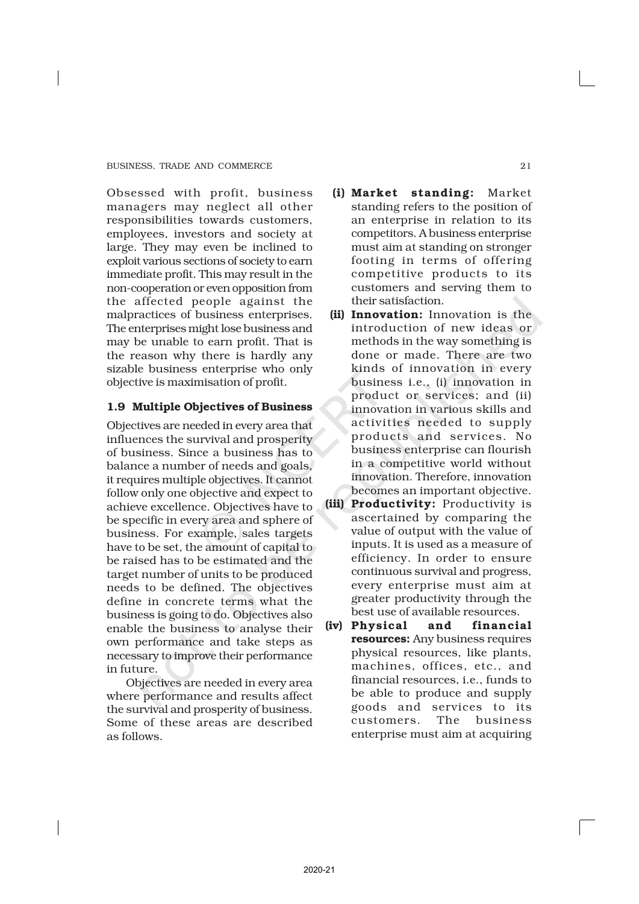Obsessed with profit, business managers may neglect all other responsibilities towards customers, employees, investors and society at large. They may even be inclined to exploit various sections of society to earn immediate profit. This may result in the non-cooperation or even opposition from the affected people against the malpractices of business enterprises. The enterprises might lose business and may be unable to earn profit. That is the reason why there is hardly any sizable business enterprise who only objective is maximisation of profit.

### 1.9 Multiple Objectives of Business

Objectives are needed in every area that influences the survival and prosperity of business. Since a business has to balance a number of needs and goals, it requires multiple objectives. It cannot follow only one objective and expect to achieve excellence. Objectives have to be specific in every area and sphere of business. For example, sales targets have to be set, the amount of capital to be raised has to be estimated and the target number of units to be produced needs to be defined. The objectives define in concrete terms what the business is going to do. Objectives also enable the business to analyse their own performance and take steps as necessary to improve their performance in future.

Objectives are needed in every area where performance and results affect the survival and prosperity of business. Some of these areas are described as follows.

**(i) Market standing:** Market standing refers to the position of an enterprise in relation to its competitors. A business enterprise must aim at standing on stronger footing in terms of offering competitive products to its customers and serving them to their satisfaction.

**(ii) Innovation:** Innovation is the introduction of new ideas or methods in the way something is done or made. There are two kinds of innovation in every business i.e., (i) innovation in product or services; and (ii) innovation in various skills and activities needed to supply products and services. No business enterprise can flourish in a competitive world without innovation. Therefore, innovation becomes an important objective.

**(iii) Productivity:** Productivity is ascertained by comparing the value of output with the value of inputs. It is used as a measure of efficiency. In order to ensure continuous survival and progress, every enterprise must aim at greater productivity through the best use of available resources.

**(iv) Physical and financial resources:** Any business requires physical resources, like plants, machines, offices, etc., and financial resources, i.e., funds to be able to produce and supply goods and services to its customers. The business enterprise must aim at acquiring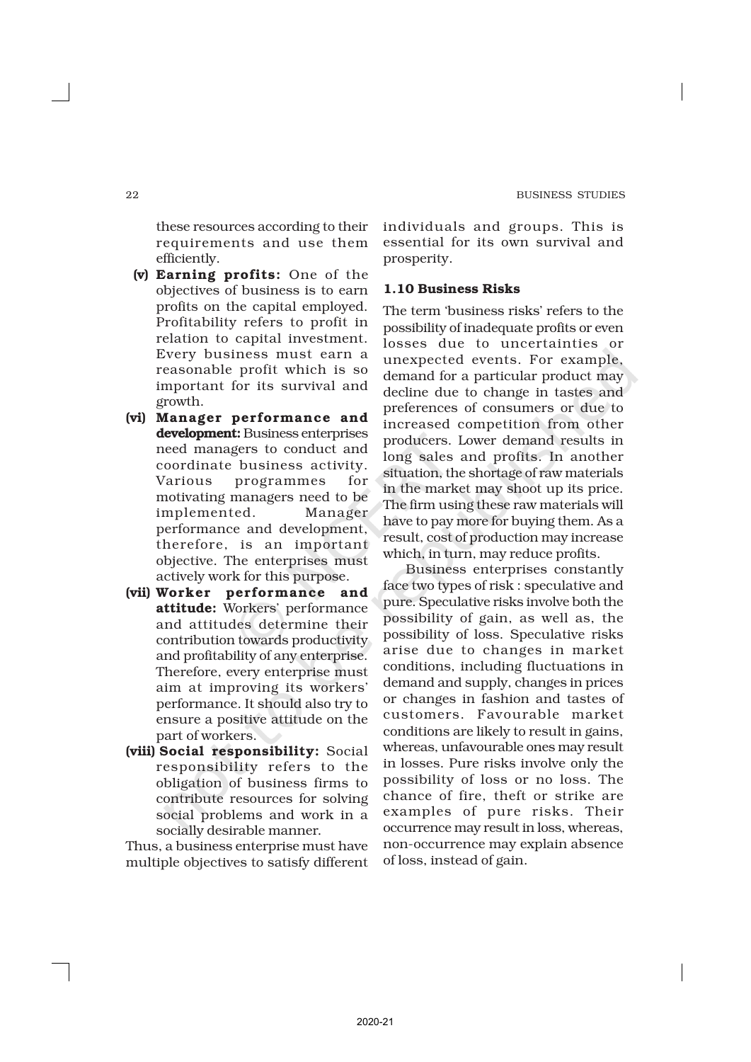these resources according to their requirements and use them efficiently.

**(v) Earning profits:** One of the objectives of business is to earn profits on the capital employed. Profitability refers to profit in relation to capital investment. Every business must earn a reasonable profit which is so important for its survival and growth.

**(vi) Manager performance and development:** Business enterprises need managers to conduct and coordinate business activity. Various programmes for motivating managers need to be implemented. Manager performance and development, therefore, is an important objective. The enterprises must actively work for this purpose.

**(vii) Worker performance and attitude:** Workers' performance and attitudes determine their contribution towards productivity and profitability of any enterprise. Therefore, every enterprise must aim at improving its workers' performance. It should also try to ensure a positive attitude on the part of workers.

**(viii) Social responsibility:** Social responsibility refers to the obligation of business firms to contribute resources for solving social problems and work in a socially desirable manner.

Thus, a business enterprise must have multiple objectives to satisfy different individuals and groups. This is essential for its own survival and prosperity.

### 1.10 Business Risks

The term 'business risks' refers to the possibility of inadequate profits or even losses due to uncertainties or unexpected events. For example, demand for a particular product may decline due to change in tastes and preferences of consumers or due to increased competition from other producers. Lower demand results in long sales and profits. In another situation, the shortage of raw materials in the market may shoot up its price. The firm using these raw materials will have to pay more for buying them. As a result, cost of production may increase which, in turn, may reduce profits.

Business enterprises constantly face two types of risk : speculative and pure. Speculative risks involve both the possibility of gain, as well as, the possibility of loss. Speculative risks arise due to changes in market conditions, including fluctuations in demand and supply, changes in prices or changes in fashion and tastes of customers. Favourable market conditions are likely to result in gains, whereas, unfavourable ones may result in losses. Pure risks involve only the possibility of loss or no loss. The chance of fire, theft or strike are examples of pure risks. Their occurrence may result in loss, whereas, non-occurrence may explain absence of loss, instead of gain.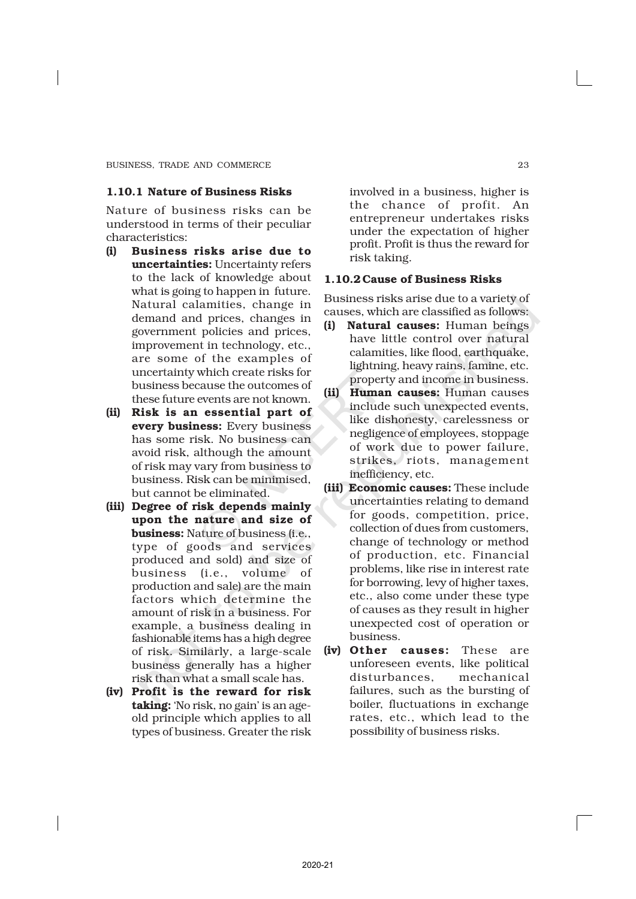### 1.10.1 Nature of Business Risks

Nature of business risks can be understood in terms of their peculiar characteristics:

**(i) Business risks arise due to uncertainties:** Uncertainty refers to the lack of knowledge about what is going to happen in future. Natural calamities, change in demand and prices, changes in government policies and prices, improvement in technology, etc., are some of the examples of uncertainty which create risks for business because the outcomes of these future events are not known.

**(ii) Risk is an essential part of every business:** Every business has some risk. No business can avoid risk, although the amount of risk may vary from business to business. Risk can be minimised, but cannot be eliminated.

**(iii) Degree of risk depends mainly upon the nature and size of business:** Nature of business (i.e., type of goods and services produced and sold) and size of business (i.e., volume of production and sale) are the main factors which determine the amount of risk in a business. For example, a business dealing in fashionable items has a high degree of risk. Similarly, a large-scale business generally has a higher risk than what a small scale has.

**(iv) Profit is the reward for risk taking:** 'No risk, no gain' is an age-old principle which applies to all types of business. Greater the risk involved in a business, higher is the chance of profit. An entrepreneur undertakes risks under the expectation of higher profit. Profit is thus the reward for risk taking.

### 1.10.2 Cause of Business Risks

Business risks arise due to a variety of causes, which are classified as follows:

**(i) Natural causes:** Human beings have little control over natural calamities, like flood, earthquake, lightning, heavy rains, famine, etc. property and income in business.

**(ii) Human causes:** Human causes include such unexpected events, like dishonesty, carelessness or negligence of employees, stoppage of work due to power failure, strikes, riots, management inefficiency, etc.

**(iii) Economic causes:** These include uncertainties relating to demand for goods, competition, price, collection of dues from customers, change of technology or method of production, etc. Financial problems, like rise in interest rate for borrowing, levy of higher taxes, etc., also come under these type of causes as they result in higher unexpected cost of operation or business.

**(iv) Other causes:** These are unforeseen events, like political disturbances, mechanical failures, such as the bursting of boiler, fluctuations in exchange rates, etc., which lead to the possibility of business risks.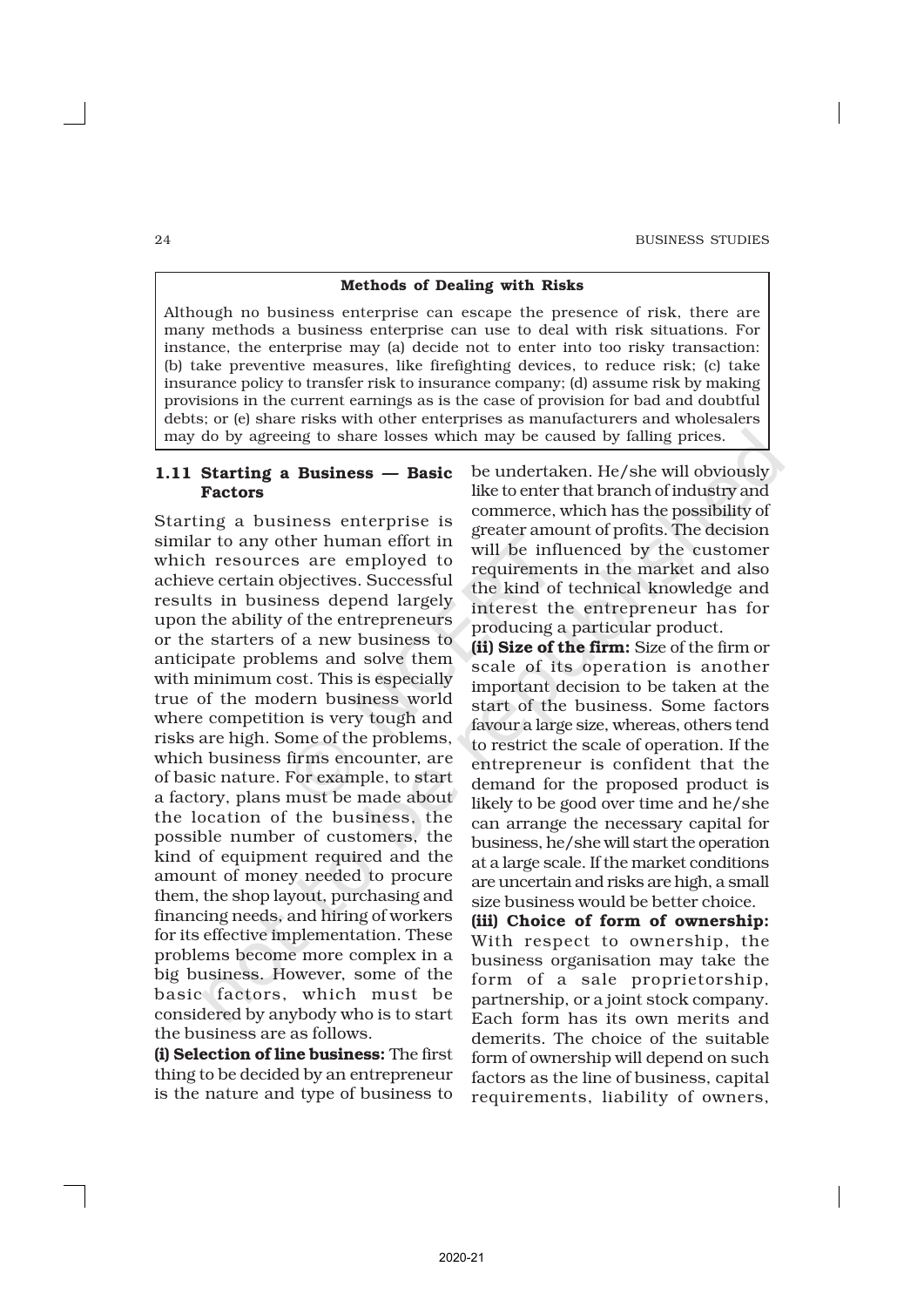**Methods of Dealing with Risks**

Although no business enterprise can escape the presence of risk, there are many methods a business enterprise can use to deal with risk situations. For instance, the enterprise may (a) decide not to enter into too risky transaction: (b) take preventive measures, like firefighting devices, to reduce risk; (c) take insurance policy to transfer risk to insurance company; (d) assume risk by making provisions in the current earnings as is the case of provision for bad and doubtful debts; or (e) share risks with other enterprises as manufacturers and wholesalers may do by agreeing to share losses which may be caused by falling prices.

## 1.11 Starting a Business — Basic Factors

Starting a business enterprise is similar to any other human effort in which resources are employed to achieve certain objectives. Successful results in business depend largely upon the ability of the entrepreneurs or the starters of a new business to anticipate problems and solve them with minimum cost. This is especially true of the modern business world where competition is very tough and risks are high. Some of the problems, which business firms encounter, are of basic nature. For example, to start a factory, plans must be made about the location of the business, the possible number of customers, the kind of equipment required and the amount of money needed to procure them, the shop layout, purchasing and financing needs, and hiring of workers for its effective implementation. These problems become more complex in a big business. However, some of the basic factors, which must be considered by anybody who is to start the business are as follows.

**(i) Selection of line business:** The first thing to be decided by an entrepreneur is the nature and type of business to be undertaken. He/she will obviously like to enter that branch of industry and commerce, which has the possibility of greater amount of profits. The decision will be influenced by the customer requirements in the market and also the kind of technical knowledge and interest the entrepreneur has for producing a particular product.

**(ii) Size of the firm:** Size of the firm or scale of its operation is another important decision to be taken at the start of the business. Some factors favour a large size, whereas, others tend to restrict the scale of operation. If the entrepreneur is confident that the demand for the proposed product is likely to be good over time and he/she can arrange the necessary capital for business, he/she will start the operation at a large scale. If the market conditions are uncertain and risks are high, a small size business would be better choice.

**(iii) Choice of form of ownership:** With respect to ownership, the business organisation may take the form of a sale proprietorship, partnership, or a joint stock company. Each form has its own merits and demerits. The choice of the suitable form of ownership will depend on such factors as the line of business, capital requirements, liability of owners,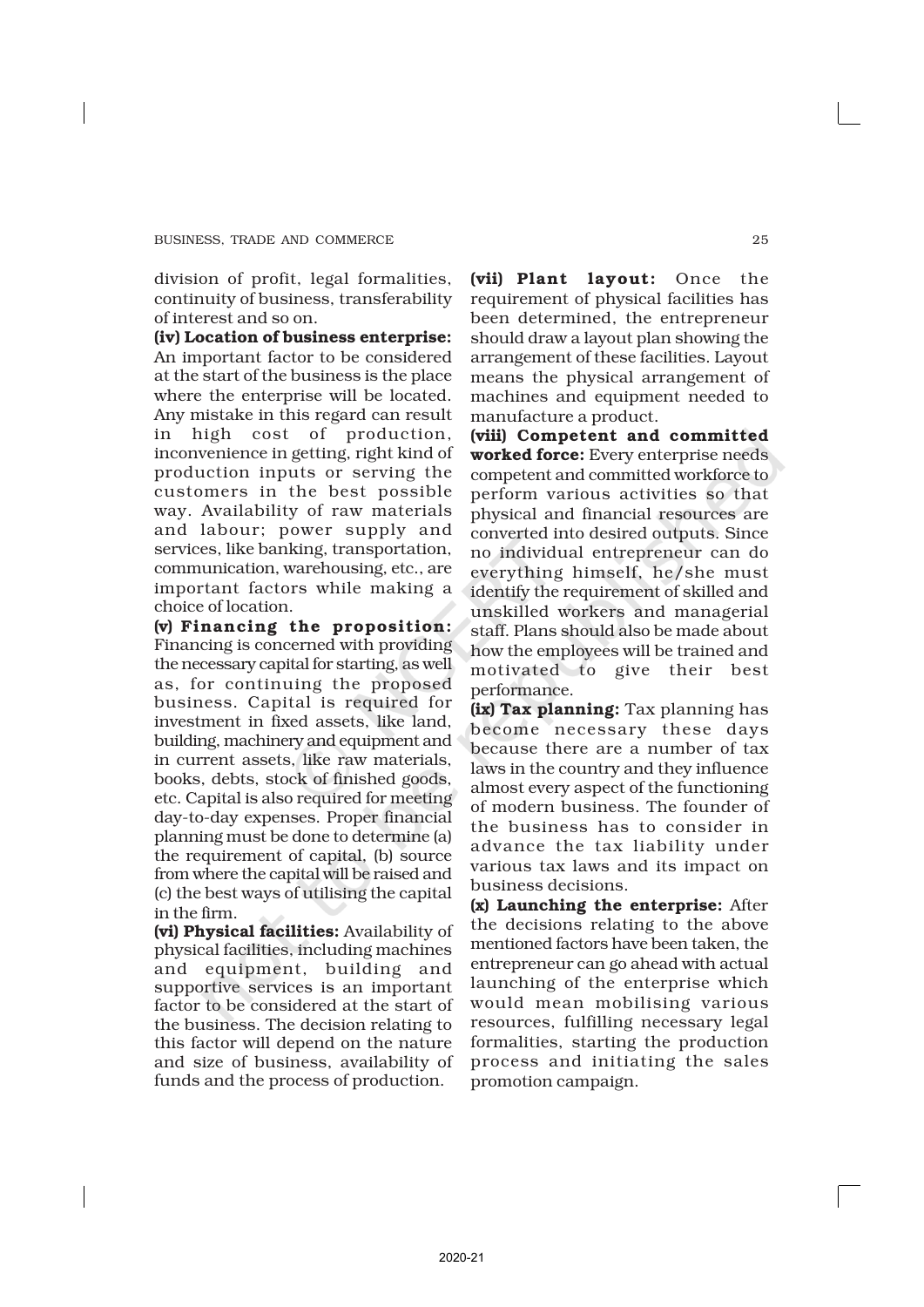division of profit, legal formalities, continuity of business, transferability of interest and so on.

**(iv) Location of business enterprise:** An important factor to be considered at the start of the business is the place where the enterprise will be located. Any mistake in this regard can result in high cost of production, inconvenience in getting, right kind of production inputs or serving the customers in the best possible way. Availability of raw materials and labour; power supply and services, like banking, transportation, communication, warehousing, etc., are important factors while making a choice of location.

**(v) Financing the proposition:** Financing is concerned with providing the necessary capital for starting, as well as, for continuing the proposed business. Capital is required for investment in fixed assets, like land, building, machinery and equipment and in current assets, like raw materials, books, debts, stock of finished goods, etc. Capital is also required for meeting day-to-day expenses. Proper financial planning must be done to determine (a) the requirement of capital, (b) source from where the capital will be raised and (c) the best ways of utilising the capital in the firm.

**(vi) Physical facilities:** Availability of physical facilities, including machines and equipment, building and supportive services is an important factor to be considered at the start of the business. The decision relating to this factor will depend on the nature and size of business, availability of funds and the process of production.

**(vii) Plant layout:** Once the requirement of physical facilities has been determined, the entrepreneur should draw a layout plan showing the arrangement of these facilities. Layout means the physical arrangement of machines and equipment needed to manufacture a product.

**(viii) Competent and committed worked force:** Every enterprise needs competent and committed workforce to perform various activities so that physical and financial resources are converted into desired outputs. Since no individual entrepreneur can do everything himself, he/she must identify the requirement of skilled and unskilled workers and managerial staff. Plans should also be made about how the employees will be trained and motivated to give their best performance.

**(ix) Tax planning:** Tax planning has become necessary these days because there are a number of tax laws in the country and they influence almost every aspect of the functioning of modern business. The founder of the business has to consider in advance the tax liability under various tax laws and its impact on business decisions.

**(x) Launching the enterprise:** After the decisions relating to the above mentioned factors have been taken, the entrepreneur can go ahead with actual launching of the enterprise which would mean mobilising various resources, fulfilling necessary legal formalities, starting the production process and initiating the sales promotion campaign.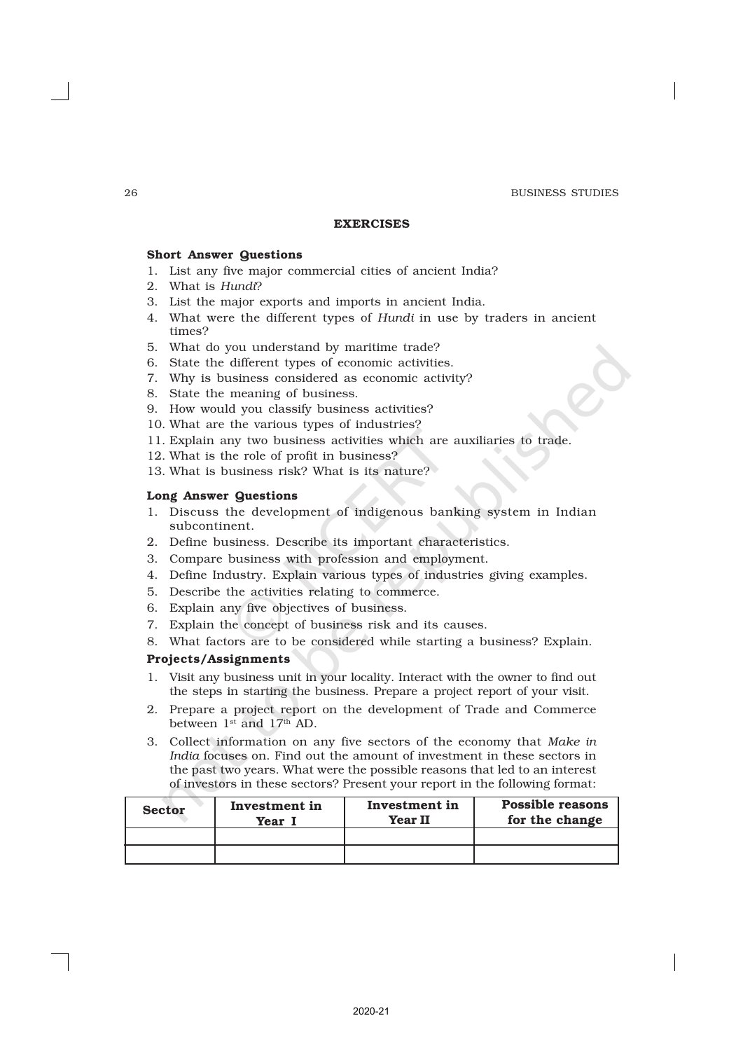## EXERCISES

### Short Answer Questions

1. List any five major commercial cities of ancient India?
2. What is *Hundi*?
3. List the major exports and imports in ancient India.
4. What were the different types of *Hundi* in use by traders in ancient times?
5. What do you understand by maritime trade?
6. State the different types of economic activities.
7. Why is business considered as economic activity?
8. State the meaning of business.
9. How would you classify business activities?
10. What are the various types of industries?
11. Explain any two business activities which are auxiliaries to trade.
12. What is the role of profit in business?
13. What is business risk? What is its nature?

### Long Answer Questions

1. Discuss the development of indigenous banking system in Indian subcontinent.
2. Define business. Describe its important characteristics.
3. Compare business with profession and employment.
4. Define Industry. Explain various types of industries giving examples.
5. Describe the activities relating to commerce.
6. Explain any five objectives of business.
7. Explain the concept of business risk and its causes.
8. What factors are to be considered while starting a business? Explain.

### Projects/Assignments

1. Visit any business unit in your locality. Interact with the owner to find out the steps in starting the business. Prepare a project report of your visit.
2. Prepare a project report on the development of Trade and Commerce between 1st and 17th AD.
3. Collect information on any five sectors of the economy that *Make in India* focuses on. Find out the amount of investment in these sectors in the past two years. What were the possible reasons that led to an interest of investors in these sectors? Present your report in the following format:

| Sector | Investment in Year I | Investment in Year II | Possible reasons for the change |
|---|---|---|---|
| | | | |
| | | | |